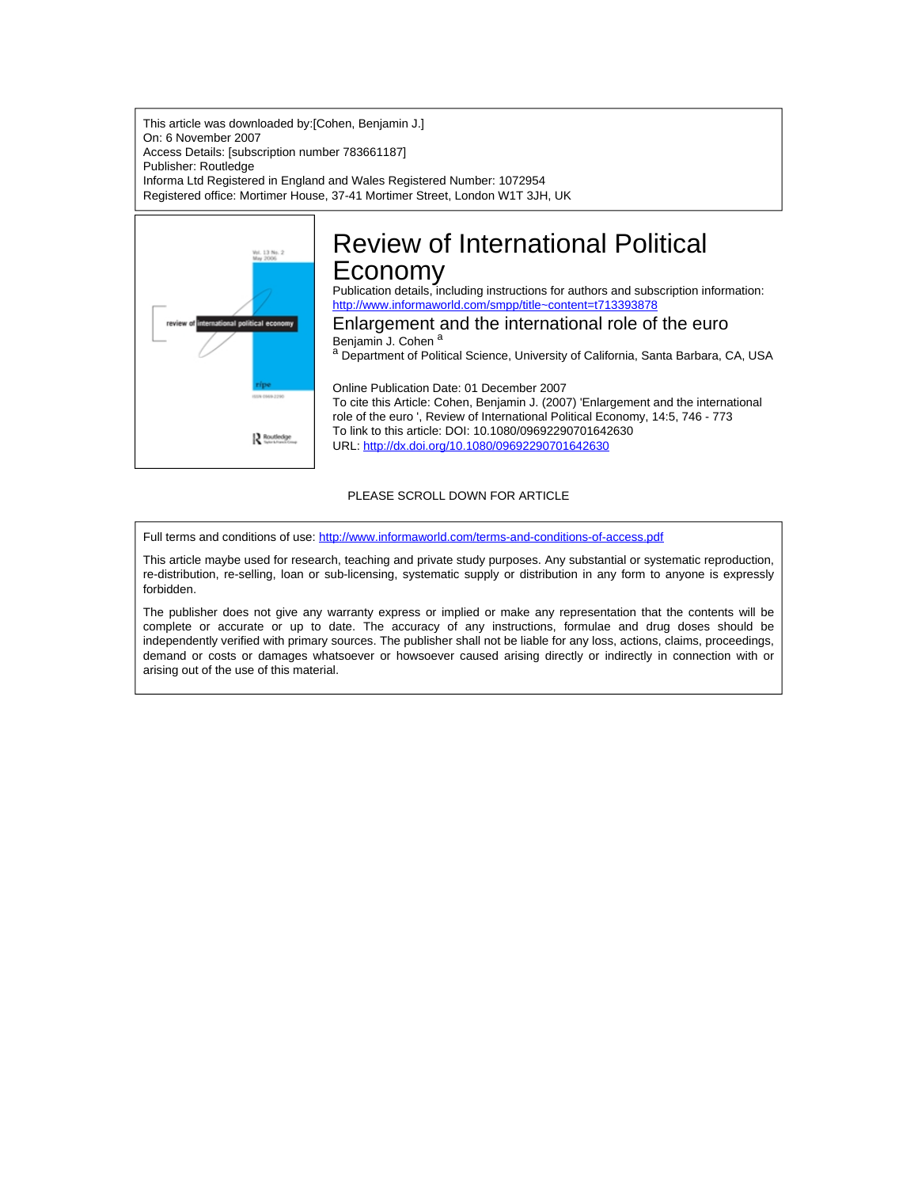This article was downloaded by:[Cohen, Benjamin J.]
On: 6 November 2007
Access Details: [subscription number 783661187]
Publisher: Routledge
Informa Ltd Registered in England and Wales Registered Number: 1072954
Registered office: Mortimer House, 37-41 Mortimer Street, London W1T 3JH, UK

# Review of International Political Economy

Publication details, including instructions for authors and subscription information:
http://www.informaworld.com/smpp/title~content=t713393878

## Enlargement and the international role of the euro

Benjamin J. Cohen [a]

[a] Department of Political Science, University of California, Santa Barbara, CA, USA

Online Publication Date: 01 December 2007
To cite this Article: Cohen, Benjamin J. (2007) 'Enlargement and the international role of the euro ', Review of International Political Economy, 14:5, 746 - 773
To link to this article: DOI: 10.1080/09692290701642630
URL: http://dx.doi.org/10.1080/09692290701642630

PLEASE SCROLL DOWN FOR ARTICLE

Full terms and conditions of use: http://www.informaworld.com/terms-and-conditions-of-access.pdf

This article maybe used for research, teaching and private study purposes. Any substantial or systematic reproduction, re-distribution, re-selling, loan or sub-licensing, systematic supply or distribution in any form to anyone is expressly forbidden.

The publisher does not give any warranty express or implied or make any representation that the contents will be complete or accurate or up to date. The accuracy of any instructions, formulae and drug doses should be independently verified with primary sources. The publisher shall not be liable for any loss, actions, claims, proceedings, demand or costs or damages whatsoever or howsoever caused arising directly or indirectly in connection with or arising out of the use of this material.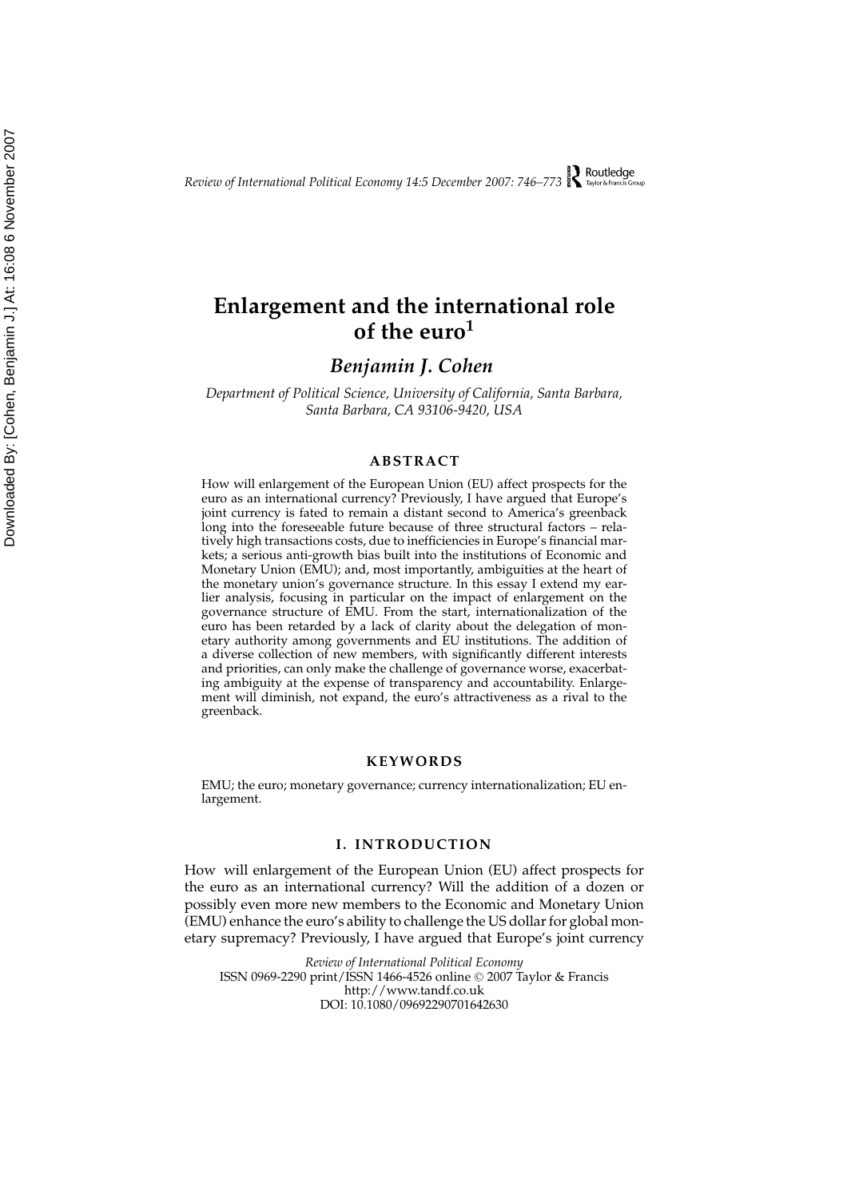# Enlargement and the international role of the euro[1]

## *Benjamin J. Cohen*

*Department of Political Science, University of California, Santa Barbara, Santa Barbara, CA 93106-9420, USA*

### ABSTRACT

How will enlargement of the European Union (EU) affect prospects for the euro as an international currency? Previously, I have argued that Europe's joint currency is fated to remain a distant second to America's greenback long into the foreseeable future because of three structural factors – relatively high transactions costs, due to inefficiencies in Europe's financial markets; a serious anti-growth bias built into the institutions of Economic and Monetary Union (EMU); and, most importantly, ambiguities at the heart of the monetary union's governance structure. In this essay I extend my earlier analysis, focusing in particular on the impact of enlargement on the governance structure of EMU. From the start, internationalization of the euro has been retarded by a lack of clarity about the delegation of monetary authority among governments and EU institutions. The addition of a diverse collection of new members, with significantly different interests and priorities, can only make the challenge of governance worse, exacerbating ambiguity at the expense of transparency and accountability. Enlargement will diminish, not expand, the euro's attractiveness as a rival to the greenback.

### KEYWORDS

EMU; the euro; monetary governance; currency internationalization; EU enlargement.

### I. INTRODUCTION

How will enlargement of the European Union (EU) affect prospects for the euro as an international currency? Will the addition of a dozen or possibly even more new members to the Economic and Monetary Union (EMU) enhance the euro's ability to challenge the US dollar for global monetary supremacy? Previously, I have argued that Europe's joint currency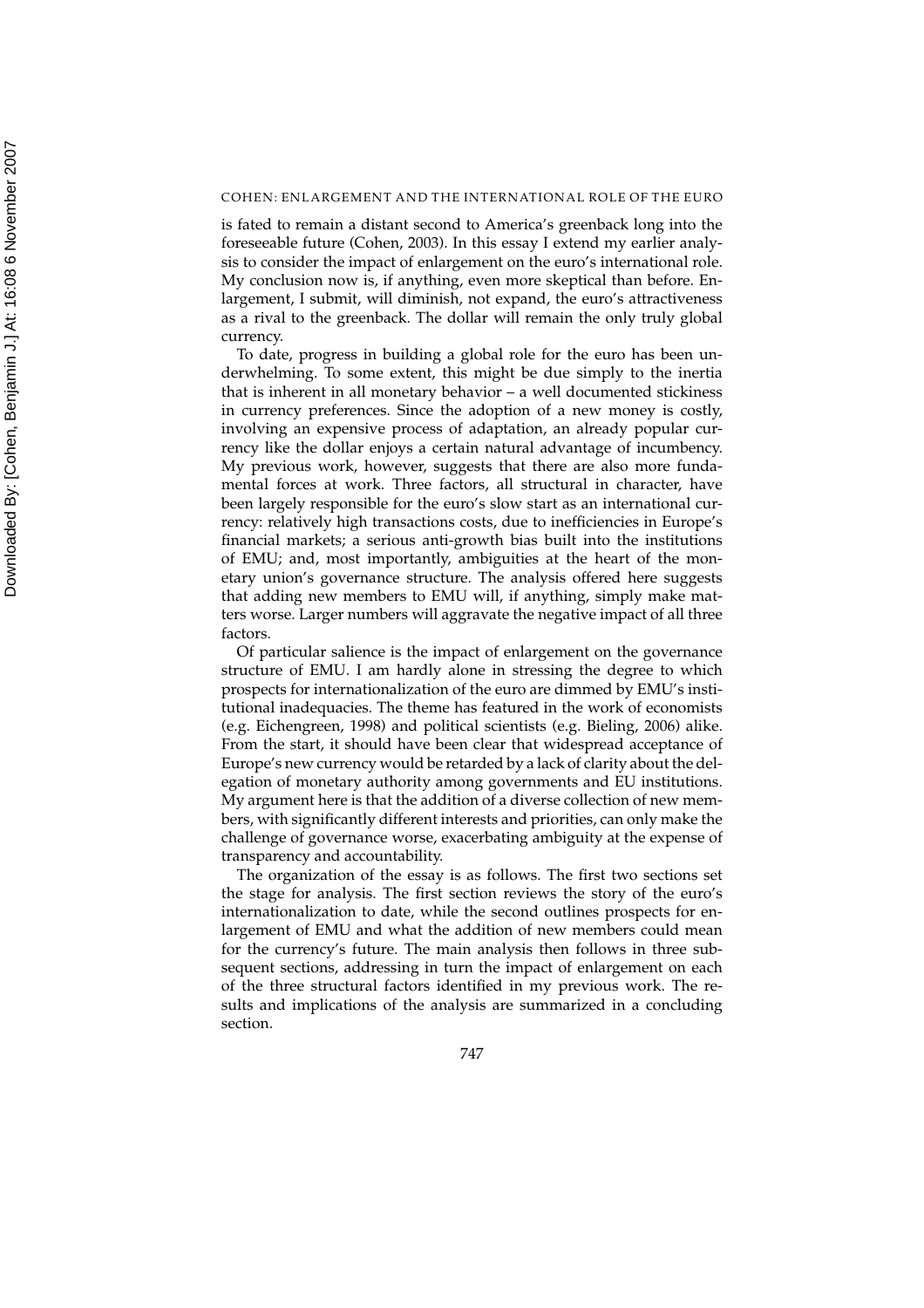is fated to remain a distant second to America's greenback long into the foreseeable future (Cohen, 2003). In this essay I extend my earlier analysis to consider the impact of enlargement on the euro's international role. My conclusion now is, if anything, even more skeptical than before. Enlargement, I submit, will diminish, not expand, the euro's attractiveness as a rival to the greenback. The dollar will remain the only truly global currency.

To date, progress in building a global role for the euro has been underwhelming. To some extent, this might be due simply to the inertia that is inherent in all monetary behavior – a well documented stickiness in currency preferences. Since the adoption of a new money is costly, involving an expensive process of adaptation, an already popular currency like the dollar enjoys a certain natural advantage of incumbency. My previous work, however, suggests that there are also more fundamental forces at work. Three factors, all structural in character, have been largely responsible for the euro's slow start as an international currency: relatively high transactions costs, due to inefficiencies in Europe's financial markets; a serious anti-growth bias built into the institutions of EMU; and, most importantly, ambiguities at the heart of the monetary union's governance structure. The analysis offered here suggests that adding new members to EMU will, if anything, simply make matters worse. Larger numbers will aggravate the negative impact of all three factors.

Of particular salience is the impact of enlargement on the governance structure of EMU. I am hardly alone in stressing the degree to which prospects for internationalization of the euro are dimmed by EMU's institutional inadequacies. The theme has featured in the work of economists (e.g. Eichengreen, 1998) and political scientists (e.g. Bieling, 2006) alike. From the start, it should have been clear that widespread acceptance of Europe's new currency would be retarded by a lack of clarity about the delegation of monetary authority among governments and EU institutions. My argument here is that the addition of a diverse collection of new members, with significantly different interests and priorities, can only make the challenge of governance worse, exacerbating ambiguity at the expense of transparency and accountability.

The organization of the essay is as follows. The first two sections set the stage for analysis. The first section reviews the story of the euro's internationalization to date, while the second outlines prospects for enlargement of EMU and what the addition of new members could mean for the currency's future. The main analysis then follows in three subsequent sections, addressing in turn the impact of enlargement on each of the three structural factors identified in my previous work. The results and implications of the analysis are summarized in a concluding section.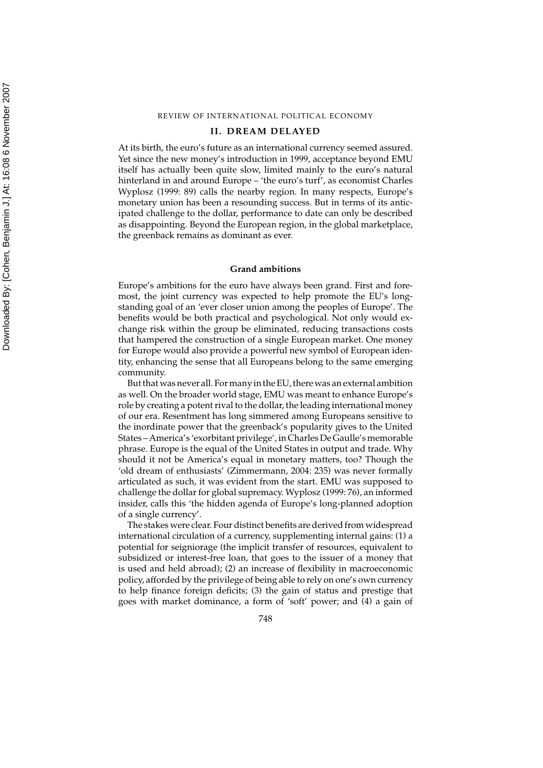## II. DREAM DELAYED

At its birth, the euro's future as an international currency seemed assured. Yet since the new money's introduction in 1999, acceptance beyond EMU itself has actually been quite slow, limited mainly to the euro's natural hinterland in and around Europe – 'the euro's turf', as economist Charles Wyplosz (1999: 89) calls the nearby region. In many respects, Europe's monetary union has been a resounding success. But in terms of its anticipated challenge to the dollar, performance to date can only be described as disappointing. Beyond the European region, in the global marketplace, the greenback remains as dominant as ever.

### Grand ambitions

Europe's ambitions for the euro have always been grand. First and foremost, the joint currency was expected to help promote the EU's longstanding goal of an 'ever closer union among the peoples of Europe'. The benefits would be both practical and psychological. Not only would exchange risk within the group be eliminated, reducing transactions costs that hampered the construction of a single European market. One money for Europe would also provide a powerful new symbol of European identity, enhancing the sense that all Europeans belong to the same emerging community.

But that was never all. For many in the EU, there was an external ambition as well. On the broader world stage, EMU was meant to enhance Europe's role by creating a potent rival to the dollar, the leading international money of our era. Resentment has long simmered among Europeans sensitive to the inordinate power that the greenback's popularity gives to the United States – America's 'exorbitant privilege', in Charles De Gaulle's memorable phrase. Europe is the equal of the United States in output and trade. Why should it not be America's equal in monetary matters, too? Though the 'old dream of enthusiasts' (Zimmermann, 2004: 235) was never formally articulated as such, it was evident from the start. EMU was supposed to challenge the dollar for global supremacy. Wyplosz (1999: 76), an informed insider, calls this 'the hidden agenda of Europe's long-planned adoption of a single currency'.

The stakes were clear. Four distinct benefits are derived from widespread international circulation of a currency, supplementing internal gains: (1) a potential for seigniorage (the implicit transfer of resources, equivalent to subsidized or interest-free loan, that goes to the issuer of a money that is used and held abroad); (2) an increase of flexibility in macroeconomic policy, afforded by the privilege of being able to rely on one's own currency to help finance foreign deficits; (3) the gain of status and prestige that goes with market dominance, a form of 'soft' power; and (4) a gain of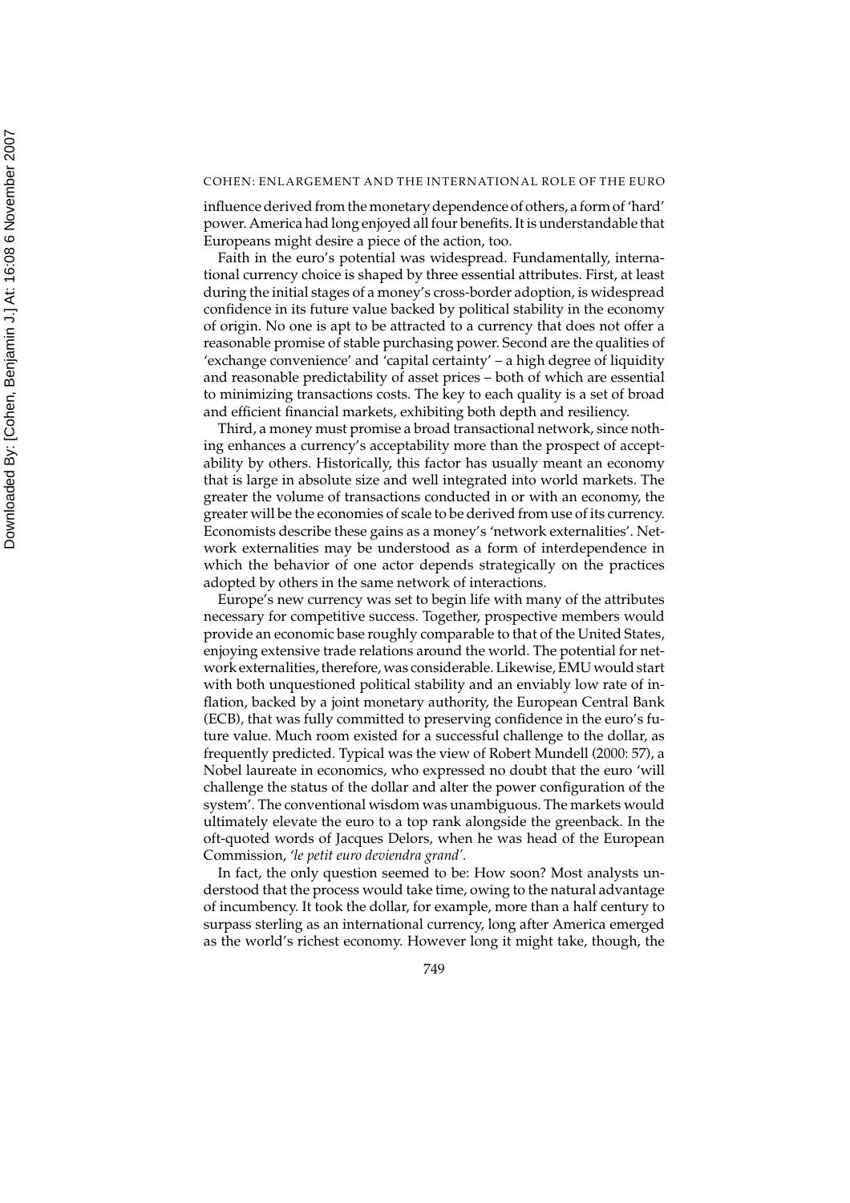influence derived from the monetary dependence of others, a form of 'hard' power. America had long enjoyed all four benefits. It is understandable that Europeans might desire a piece of the action, too.

Faith in the euro's potential was widespread. Fundamentally, international currency choice is shaped by three essential attributes. First, at least during the initial stages of a money's cross-border adoption, is widespread confidence in its future value backed by political stability in the economy of origin. No one is apt to be attracted to a currency that does not offer a reasonable promise of stable purchasing power. Second are the qualities of 'exchange convenience' and 'capital certainty' – a high degree of liquidity and reasonable predictability of asset prices – both of which are essential to minimizing transactions costs. The key to each quality is a set of broad and efficient financial markets, exhibiting both depth and resiliency.

Third, a money must promise a broad transactional network, since nothing enhances a currency's acceptability more than the prospect of acceptability by others. Historically, this factor has usually meant an economy that is large in absolute size and well integrated into world markets. The greater the volume of transactions conducted in or with an economy, the greater will be the economies of scale to be derived from use of its currency. Economists describe these gains as a money's 'network externalities'. Network externalities may be understood as a form of interdependence in which the behavior of one actor depends strategically on the practices adopted by others in the same network of interactions.

Europe's new currency was set to begin life with many of the attributes necessary for competitive success. Together, prospective members would provide an economic base roughly comparable to that of the United States, enjoying extensive trade relations around the world. The potential for network externalities, therefore, was considerable. Likewise, EMU would start with both unquestioned political stability and an enviably low rate of inflation, backed by a joint monetary authority, the European Central Bank (ECB), that was fully committed to preserving confidence in the euro's future value. Much room existed for a successful challenge to the dollar, as frequently predicted. Typical was the view of Robert Mundell (2000: 57), a Nobel laureate in economics, who expressed no doubt that the euro 'will challenge the status of the dollar and alter the power configuration of the system'. The conventional wisdom was unambiguous. The markets would ultimately elevate the euro to a top rank alongside the greenback. In the oft-quoted words of Jacques Delors, when he was head of the European Commission, '*le petit euro deviendra grand*'.

In fact, the only question seemed to be: How soon? Most analysts understood that the process would take time, owing to the natural advantage of incumbency. It took the dollar, for example, more than a half century to surpass sterling as an international currency, long after America emerged as the world's richest economy. However long it might take, though, the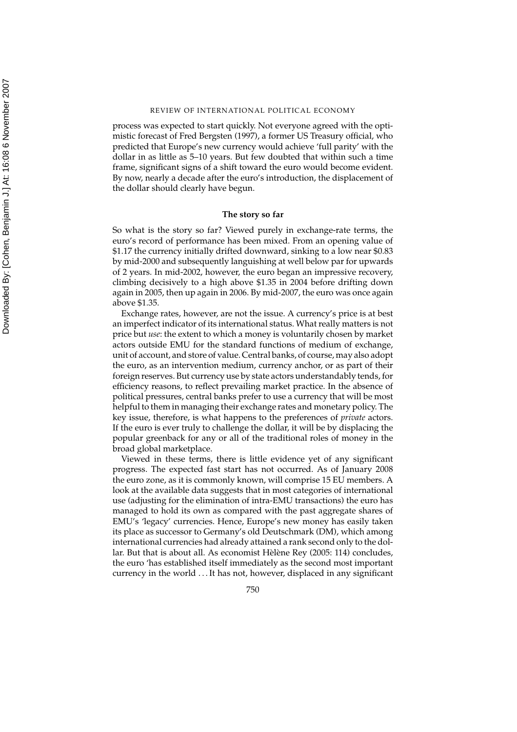process was expected to start quickly. Not everyone agreed with the optimistic forecast of Fred Bergsten (1997), a former US Treasury official, who predicted that Europe's new currency would achieve 'full parity' with the dollar in as little as 5–10 years. But few doubted that within such a time frame, significant signs of a shift toward the euro would become evident. By now, nearly a decade after the euro's introduction, the displacement of the dollar should clearly have begun.

### The story so far

So what is the story so far? Viewed purely in exchange-rate terms, the euro's record of performance has been mixed. From an opening value of $1.17 the currency initially drifted downward, sinking to a low near $0.83 by mid-2000 and subsequently languishing at well below par for upwards of 2 years. In mid-2002, however, the euro began an impressive recovery, climbing decisively to a high above $1.35 in 2004 before drifting down again in 2005, then up again in 2006. By mid-2007, the euro was once again above $1.35.

Exchange rates, however, are not the issue. A currency's price is at best an imperfect indicator of its international status. What really matters is not price but *use*: the extent to which a money is voluntarily chosen by market actors outside EMU for the standard functions of medium of exchange, unit of account, and store of value. Central banks, of course, may also adopt the euro, as an intervention medium, currency anchor, or as part of their foreign reserves. But currency use by state actors understandably tends, for efficiency reasons, to reflect prevailing market practice. In the absence of political pressures, central banks prefer to use a currency that will be most helpful to them in managing their exchange rates and monetary policy. The key issue, therefore, is what happens to the preferences of *private* actors. If the euro is ever truly to challenge the dollar, it will be by displacing the popular greenback for any or all of the traditional roles of money in the broad global marketplace.

Viewed in these terms, there is little evidence yet of any significant progress. The expected fast start has not occurred. As of January 2008 the euro zone, as it is commonly known, will comprise 15 EU members. A look at the available data suggests that in most categories of international use (adjusting for the elimination of intra-EMU transactions) the euro has managed to hold its own as compared with the past aggregate shares of EMU's 'legacy' currencies. Hence, Europe's new money has easily taken its place as successor to Germany's old Deutschmark (DM), which among international currencies had already attained a rank second only to the dollar. But that is about all. As economist Hèlène Rey (2005: 114) concludes, the euro 'has established itself immediately as the second most important currency in the world . . . It has not, however, displaced in any significant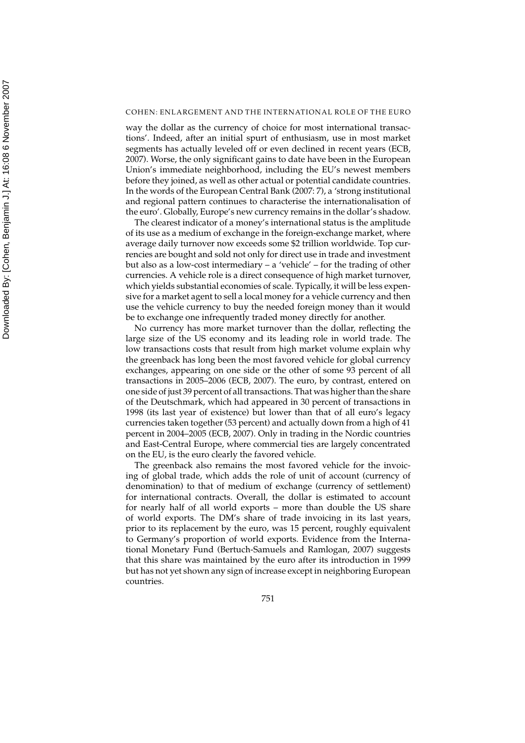way the dollar as the currency of choice for most international transactions'. Indeed, after an initial spurt of enthusiasm, use in most market segments has actually leveled off or even declined in recent years (ECB, 2007). Worse, the only significant gains to date have been in the European Union's immediate neighborhood, including the EU's newest members before they joined, as well as other actual or potential candidate countries. In the words of the European Central Bank (2007: 7), a 'strong institutional and regional pattern continues to characterise the internationalisation of the euro'. Globally, Europe's new currency remains in the dollar's shadow.

The clearest indicator of a money's international status is the amplitude of its use as a medium of exchange in the foreign-exchange market, where average daily turnover now exceeds some $2 trillion worldwide. Top currencies are bought and sold not only for direct use in trade and investment but also as a low-cost intermediary – a 'vehicle' – for the trading of other currencies. A vehicle role is a direct consequence of high market turnover, which yields substantial economies of scale. Typically, it will be less expensive for a market agent to sell a local money for a vehicle currency and then use the vehicle currency to buy the needed foreign money than it would be to exchange one infrequently traded money directly for another.

No currency has more market turnover than the dollar, reflecting the large size of the US economy and its leading role in world trade. The low transactions costs that result from high market volume explain why the greenback has long been the most favored vehicle for global currency exchanges, appearing on one side or the other of some 93 percent of all transactions in 2005–2006 (ECB, 2007). The euro, by contrast, entered on one side of just 39 percent of all transactions. That was higher than the share of the Deutschmark, which had appeared in 30 percent of transactions in 1998 (its last year of existence) but lower than that of all euro's legacy currencies taken together (53 percent) and actually down from a high of 41 percent in 2004–2005 (ECB, 2007). Only in trading in the Nordic countries and East-Central Europe, where commercial ties are largely concentrated on the EU, is the euro clearly the favored vehicle.

The greenback also remains the most favored vehicle for the invoicing of global trade, which adds the role of unit of account (currency of denomination) to that of medium of exchange (currency of settlement) for international contracts. Overall, the dollar is estimated to account for nearly half of all world exports – more than double the US share of world exports. The DM's share of trade invoicing in its last years, prior to its replacement by the euro, was 15 percent, roughly equivalent to Germany's proportion of world exports. Evidence from the International Monetary Fund (Bertuch-Samuels and Ramlogan, 2007) suggests that this share was maintained by the euro after its introduction in 1999 but has not yet shown any sign of increase except in neighboring European countries.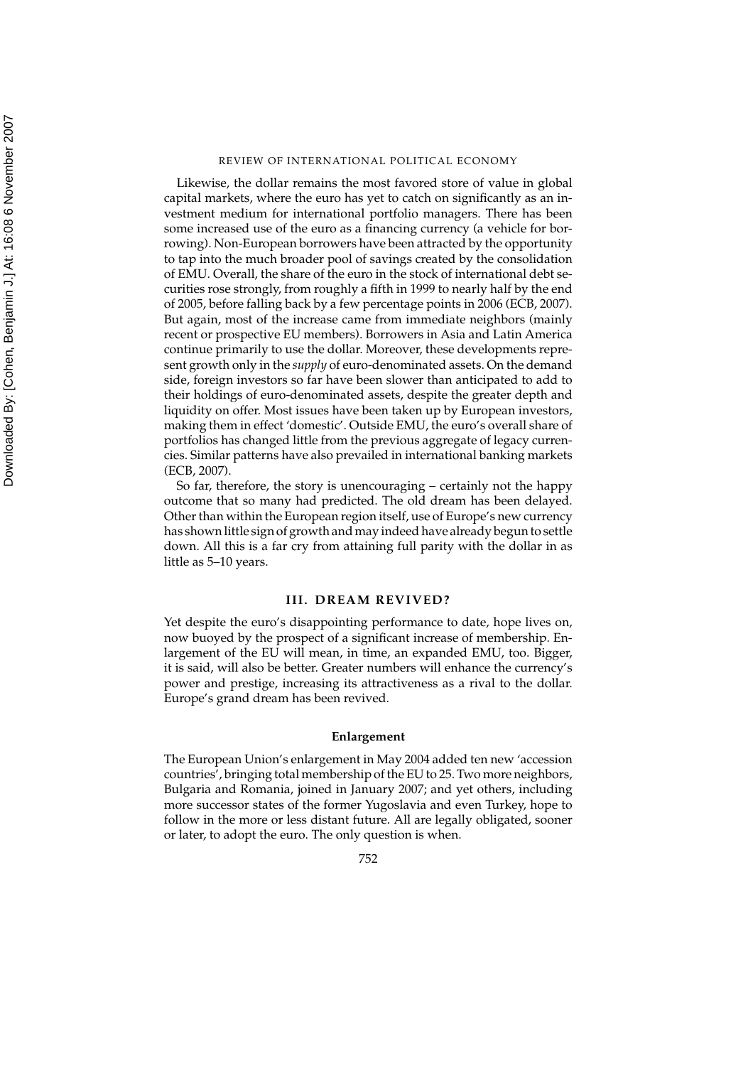Likewise, the dollar remains the most favored store of value in global capital markets, where the euro has yet to catch on significantly as an investment medium for international portfolio managers. There has been some increased use of the euro as a financing currency (a vehicle for borrowing). Non-European borrowers have been attracted by the opportunity to tap into the much broader pool of savings created by the consolidation of EMU. Overall, the share of the euro in the stock of international debt securities rose strongly, from roughly a fifth in 1999 to nearly half by the end of 2005, before falling back by a few percentage points in 2006 (ECB, 2007). But again, most of the increase came from immediate neighbors (mainly recent or prospective EU members). Borrowers in Asia and Latin America continue primarily to use the dollar. Moreover, these developments represent growth only in the *supply* of euro-denominated assets. On the demand side, foreign investors so far have been slower than anticipated to add to their holdings of euro-denominated assets, despite the greater depth and liquidity on offer. Most issues have been taken up by European investors, making them in effect 'domestic'. Outside EMU, the euro's overall share of portfolios has changed little from the previous aggregate of legacy currencies. Similar patterns have also prevailed in international banking markets (ECB, 2007).

So far, therefore, the story is unencouraging – certainly not the happy outcome that so many had predicted. The old dream has been delayed. Other than within the European region itself, use of Europe's new currency has shown little sign of growth and may indeed have already begun to settle down. All this is a far cry from attaining full parity with the dollar in as little as 5–10 years.

## III. DREAM REVIVED?

Yet despite the euro's disappointing performance to date, hope lives on, now buoyed by the prospect of a significant increase of membership. Enlargement of the EU will mean, in time, an expanded EMU, too. Bigger, it is said, will also be better. Greater numbers will enhance the currency's power and prestige, increasing its attractiveness as a rival to the dollar. Europe's grand dream has been revived.

### Enlargement

The European Union's enlargement in May 2004 added ten new 'accession countries', bringing total membership of the EU to 25. Two more neighbors, Bulgaria and Romania, joined in January 2007; and yet others, including more successor states of the former Yugoslavia and even Turkey, hope to follow in the more or less distant future. All are legally obligated, sooner or later, to adopt the euro. The only question is when.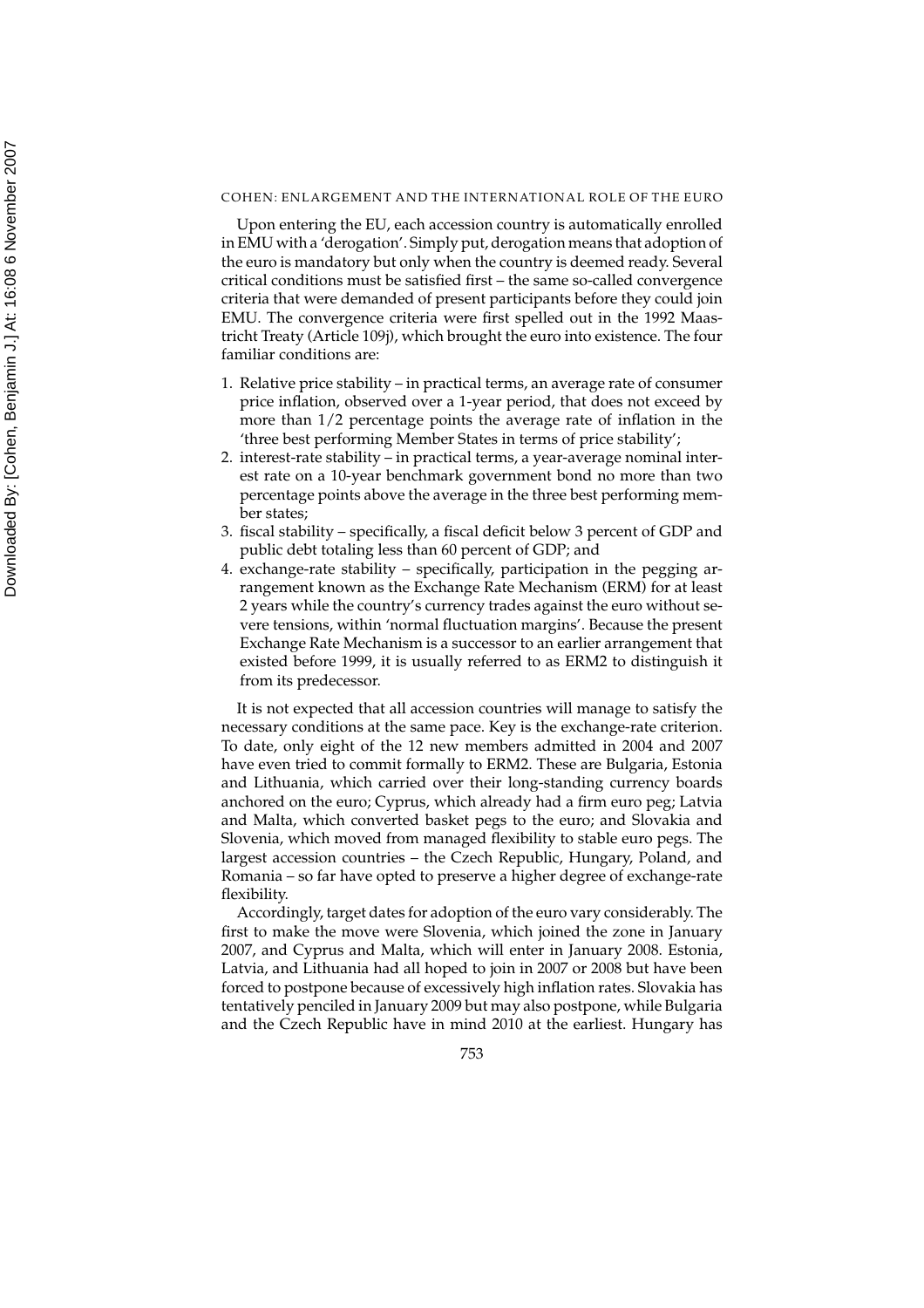Upon entering the EU, each accession country is automatically enrolled in EMU with a 'derogation'. Simply put, derogation means that adoption of the euro is mandatory but only when the country is deemed ready. Several critical conditions must be satisfied first – the same so-called convergence criteria that were demanded of present participants before they could join EMU. The convergence criteria were first spelled out in the 1992 Maastricht Treaty (Article 109j), which brought the euro into existence. The four familiar conditions are:

1. Relative price stability – in practical terms, an average rate of consumer price inflation, observed over a 1-year period, that does not exceed by more than 1/2 percentage points the average rate of inflation in the 'three best performing Member States in terms of price stability';
2. interest-rate stability – in practical terms, a year-average nominal interest rate on a 10-year benchmark government bond no more than two percentage points above the average in the three best performing member states;
3. fiscal stability – specifically, a fiscal deficit below 3 percent of GDP and public debt totaling less than 60 percent of GDP; and
4. exchange-rate stability – specifically, participation in the pegging arrangement known as the Exchange Rate Mechanism (ERM) for at least 2 years while the country's currency trades against the euro without severe tensions, within 'normal fluctuation margins'. Because the present Exchange Rate Mechanism is a successor to an earlier arrangement that existed before 1999, it is usually referred to as ERM2 to distinguish it from its predecessor.

It is not expected that all accession countries will manage to satisfy the necessary conditions at the same pace. Key is the exchange-rate criterion. To date, only eight of the 12 new members admitted in 2004 and 2007 have even tried to commit formally to ERM2. These are Bulgaria, Estonia and Lithuania, which carried over their long-standing currency boards anchored on the euro; Cyprus, which already had a firm euro peg; Latvia and Malta, which converted basket pegs to the euro; and Slovakia and Slovenia, which moved from managed flexibility to stable euro pegs. The largest accession countries – the Czech Republic, Hungary, Poland, and Romania – so far have opted to preserve a higher degree of exchange-rate flexibility.

Accordingly, target dates for adoption of the euro vary considerably. The first to make the move were Slovenia, which joined the zone in January 2007, and Cyprus and Malta, which will enter in January 2008. Estonia, Latvia, and Lithuania had all hoped to join in 2007 or 2008 but have been forced to postpone because of excessively high inflation rates. Slovakia has tentatively penciled in January 2009 but may also postpone, while Bulgaria and the Czech Republic have in mind 2010 at the earliest. Hungary has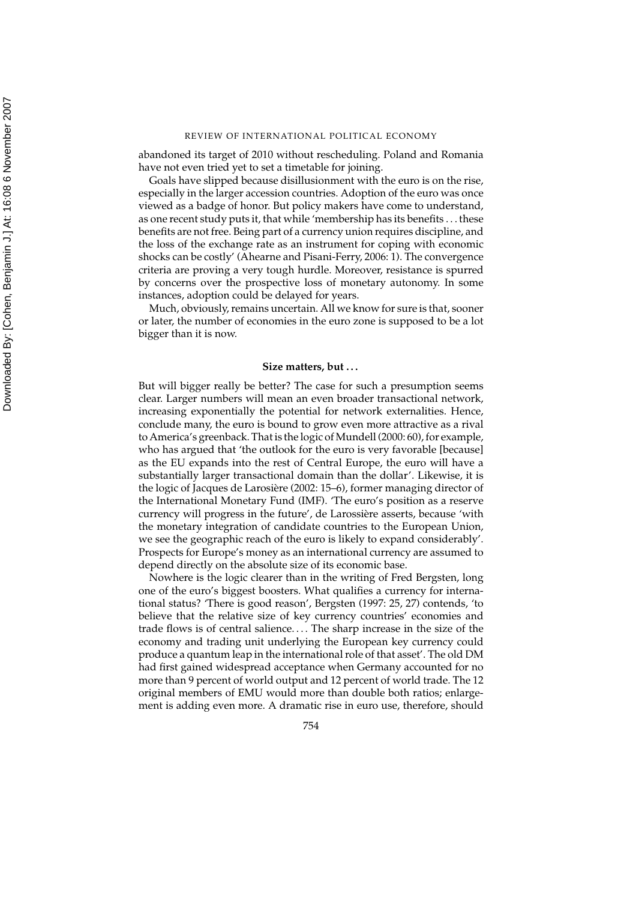abandoned its target of 2010 without rescheduling. Poland and Romania have not even tried yet to set a timetable for joining.

Goals have slipped because disillusionment with the euro is on the rise, especially in the larger accession countries. Adoption of the euro was once viewed as a badge of honor. But policy makers have come to understand, as one recent study puts it, that while 'membership has its benefits . . . these benefits are not free. Being part of a currency union requires discipline, and the loss of the exchange rate as an instrument for coping with economic shocks can be costly' (Ahearne and Pisani-Ferry, 2006: 1). The convergence criteria are proving a very tough hurdle. Moreover, resistance is spurred by concerns over the prospective loss of monetary autonomy. In some instances, adoption could be delayed for years.

Much, obviously, remains uncertain. All we know for sure is that, sooner or later, the number of economies in the euro zone is supposed to be a lot bigger than it is now.

## Size matters, but . . .

But will bigger really be better? The case for such a presumption seems clear. Larger numbers will mean an even broader transactional network, increasing exponentially the potential for network externalities. Hence, conclude many, the euro is bound to grow even more attractive as a rival to America's greenback. That is the logic of Mundell (2000: 60), for example, who has argued that 'the outlook for the euro is very favorable [because] as the EU expands into the rest of Central Europe, the euro will have a substantially larger transactional domain than the dollar'. Likewise, it is the logic of Jacques de Larosière (2002: 15–6), former managing director of the International Monetary Fund (IMF). 'The euro's position as a reserve currency will progress in the future', de Larossière asserts, because 'with the monetary integration of candidate countries to the European Union, we see the geographic reach of the euro is likely to expand considerably'. Prospects for Europe's money as an international currency are assumed to depend directly on the absolute size of its economic base.

Nowhere is the logic clearer than in the writing of Fred Bergsten, long one of the euro's biggest boosters. What qualifies a currency for international status? 'There is good reason', Bergsten (1997: 25, 27) contends, 'to believe that the relative size of key currency countries' economies and trade flows is of central salience. . . . The sharp increase in the size of the economy and trading unit underlying the European key currency could produce a quantum leap in the international role of that asset'. The old DM had first gained widespread acceptance when Germany accounted for no more than 9 percent of world output and 12 percent of world trade. The 12 original members of EMU would more than double both ratios; enlargement is adding even more. A dramatic rise in euro use, therefore, should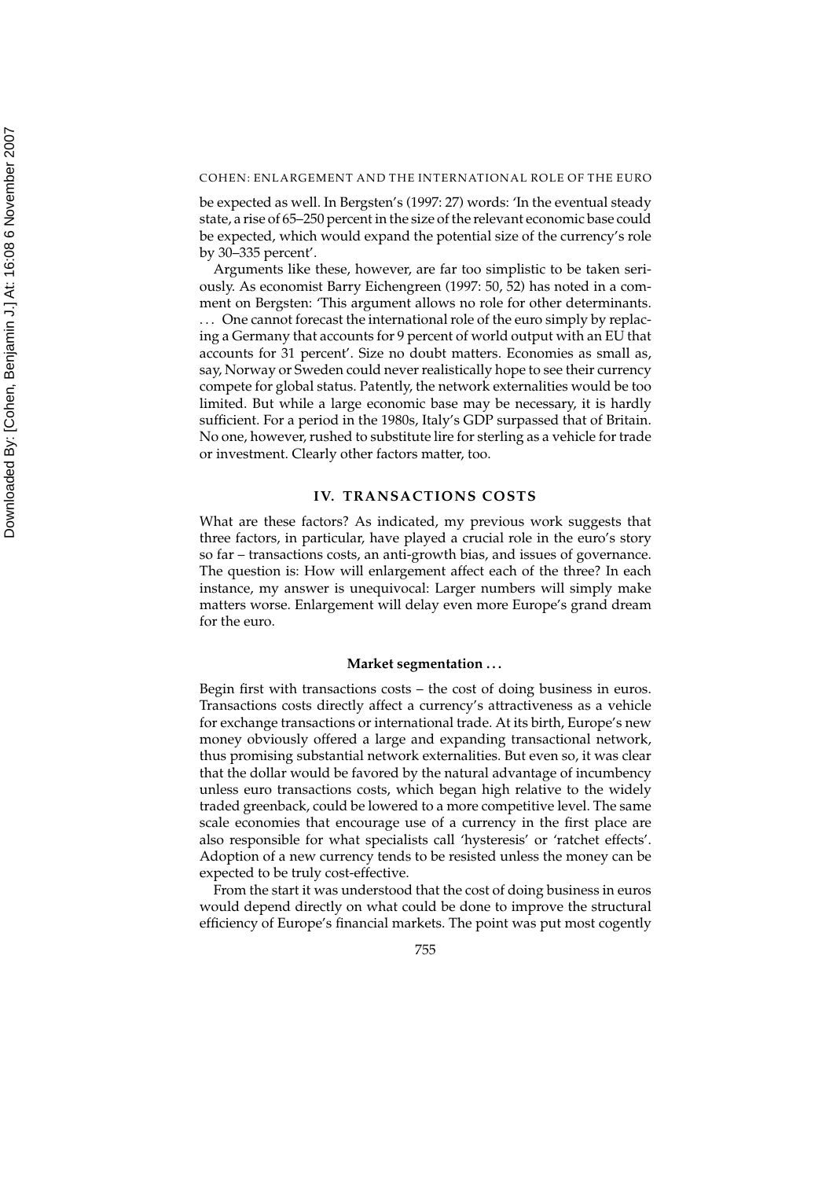be expected as well. In Bergsten's (1997: 27) words: 'In the eventual steady state, a rise of 65–250 percent in the size of the relevant economic base could be expected, which would expand the potential size of the currency's role by 30–335 percent'.

Arguments like these, however, are far too simplistic to be taken seriously. As economist Barry Eichengreen (1997: 50, 52) has noted in a comment on Bergsten: 'This argument allows no role for other determinants. . . . One cannot forecast the international role of the euro simply by replacing a Germany that accounts for 9 percent of world output with an EU that accounts for 31 percent'. Size no doubt matters. Economies as small as, say, Norway or Sweden could never realistically hope to see their currency compete for global status. Patently, the network externalities would be too limited. But while a large economic base may be necessary, it is hardly sufficient. For a period in the 1980s, Italy's GDP surpassed that of Britain. No one, however, rushed to substitute lire for sterling as a vehicle for trade or investment. Clearly other factors matter, too.

## IV. TRANSACTIONS COSTS

What are these factors? As indicated, my previous work suggests that three factors, in particular, have played a crucial role in the euro's story so far – transactions costs, an anti-growth bias, and issues of governance. The question is: How will enlargement affect each of the three? In each instance, my answer is unequivocal: Larger numbers will simply make matters worse. Enlargement will delay even more Europe's grand dream for the euro.

### Market segmentation . . .

Begin first with transactions costs – the cost of doing business in euros. Transactions costs directly affect a currency's attractiveness as a vehicle for exchange transactions or international trade. At its birth, Europe's new money obviously offered a large and expanding transactional network, thus promising substantial network externalities. But even so, it was clear that the dollar would be favored by the natural advantage of incumbency unless euro transactions costs, which began high relative to the widely traded greenback, could be lowered to a more competitive level. The same scale economies that encourage use of a currency in the first place are also responsible for what specialists call 'hysteresis' or 'ratchet effects'. Adoption of a new currency tends to be resisted unless the money can be expected to be truly cost-effective.

From the start it was understood that the cost of doing business in euros would depend directly on what could be done to improve the structural efficiency of Europe's financial markets. The point was put most cogently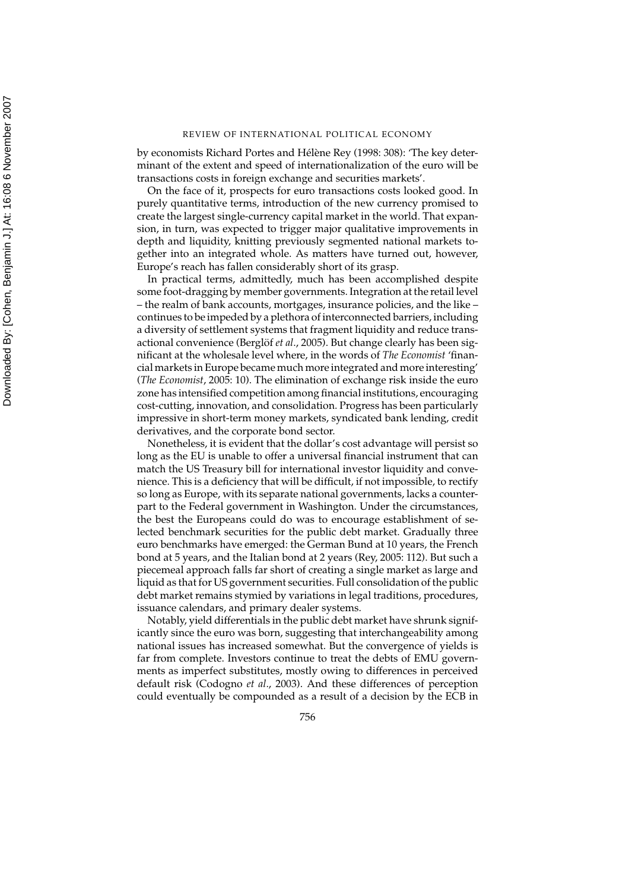by economists Richard Portes and Hélène Rey (1998: 308): 'The key determinant of the extent and speed of internationalization of the euro will be transactions costs in foreign exchange and securities markets'.

On the face of it, prospects for euro transactions costs looked good. In purely quantitative terms, introduction of the new currency promised to create the largest single-currency capital market in the world. That expansion, in turn, was expected to trigger major qualitative improvements in depth and liquidity, knitting previously segmented national markets together into an integrated whole. As matters have turned out, however, Europe's reach has fallen considerably short of its grasp.

In practical terms, admittedly, much has been accomplished despite some foot-dragging by member governments. Integration at the retail level – the realm of bank accounts, mortgages, insurance policies, and the like – continues to be impeded by a plethora of interconnected barriers, including a diversity of settlement systems that fragment liquidity and reduce transactional convenience (Berglöf *et al.*, 2005). But change clearly has been significant at the wholesale level where, in the words of *The Economist* 'financial markets in Europe became much more integrated and more interesting' (*The Economist*, 2005: 10). The elimination of exchange risk inside the euro zone has intensified competition among financial institutions, encouraging cost-cutting, innovation, and consolidation. Progress has been particularly impressive in short-term money markets, syndicated bank lending, credit derivatives, and the corporate bond sector.

Nonetheless, it is evident that the dollar's cost advantage will persist so long as the EU is unable to offer a universal financial instrument that can match the US Treasury bill for international investor liquidity and convenience. This is a deficiency that will be difficult, if not impossible, to rectify so long as Europe, with its separate national governments, lacks a counterpart to the Federal government in Washington. Under the circumstances, the best the Europeans could do was to encourage establishment of selected benchmark securities for the public debt market. Gradually three euro benchmarks have emerged: the German Bund at 10 years, the French bond at 5 years, and the Italian bond at 2 years (Rey, 2005: 112). But such a piecemeal approach falls far short of creating a single market as large and liquid as that for US government securities. Full consolidation of the public debt market remains stymied by variations in legal traditions, procedures, issuance calendars, and primary dealer systems.

Notably, yield differentials in the public debt market have shrunk significantly since the euro was born, suggesting that interchangeability among national issues has increased somewhat. But the convergence of yields is far from complete. Investors continue to treat the debts of EMU governments as imperfect substitutes, mostly owing to differences in perceived default risk (Codogno *et al*., 2003). And these differences of perception could eventually be compounded as a result of a decision by the ECB in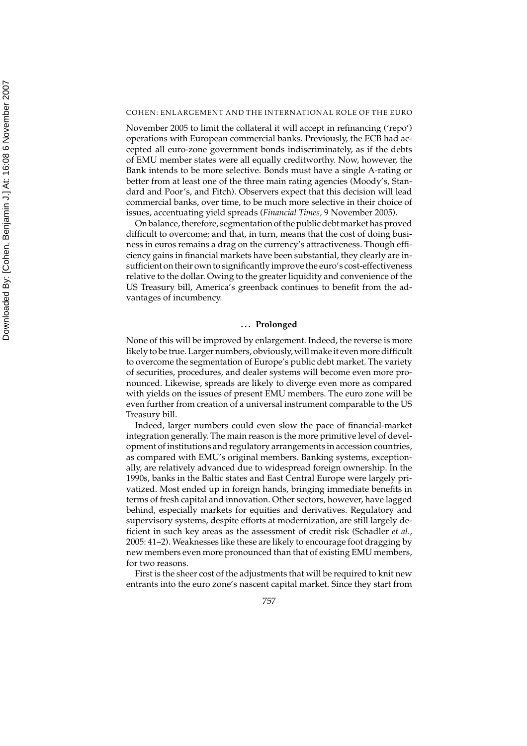November 2005 to limit the collateral it will accept in refinancing ('repo') operations with European commercial banks. Previously, the ECB had accepted all euro-zone government bonds indiscriminately, as if the debts of EMU member states were all equally creditworthy. Now, however, the Bank intends to be more selective. Bonds must have a single A-rating or better from at least one of the three main rating agencies (Moody's, Standard and Poor's, and Fitch). Observers expect that this decision will lead commercial banks, over time, to be much more selective in their choice of issues, accentuating yield spreads (*Financial Times*, 9 November 2005).

On balance, therefore, segmentation of the public debt market has proved difficult to overcome; and that, in turn, means that the cost of doing business in euros remains a drag on the currency's attractiveness. Though efficiency gains in financial markets have been substantial, they clearly are insufficient on their own to significantly improve the euro's cost-effectiveness relative to the dollar. Owing to the greater liquidity and convenience of the US Treasury bill, America's greenback continues to benefit from the advantages of incumbency.

### ... Prolonged

None of this will be improved by enlargement. Indeed, the reverse is more likely to be true. Larger numbers, obviously, will make it even more difficult to overcome the segmentation of Europe's public debt market. The variety of securities, procedures, and dealer systems will become even more pronounced. Likewise, spreads are likely to diverge even more as compared with yields on the issues of present EMU members. The euro zone will be even further from creation of a universal instrument comparable to the US Treasury bill.

Indeed, larger numbers could even slow the pace of financial-market integration generally. The main reason is the more primitive level of development of institutions and regulatory arrangements in accession countries, as compared with EMU's original members. Banking systems, exceptionally, are relatively advanced due to widespread foreign ownership. In the 1990s, banks in the Baltic states and East Central Europe were largely privatized. Most ended up in foreign hands, bringing immediate benefits in terms of fresh capital and innovation. Other sectors, however, have lagged behind, especially markets for equities and derivatives. Regulatory and supervisory systems, despite efforts at modernization, are still largely deficient in such key areas as the assessment of credit risk (Schadler *et al*., 2005: 41–2). Weaknesses like these are likely to encourage foot dragging by new members even more pronounced than that of existing EMU members, for two reasons.

First is the sheer cost of the adjustments that will be required to knit new entrants into the euro zone's nascent capital market. Since they start from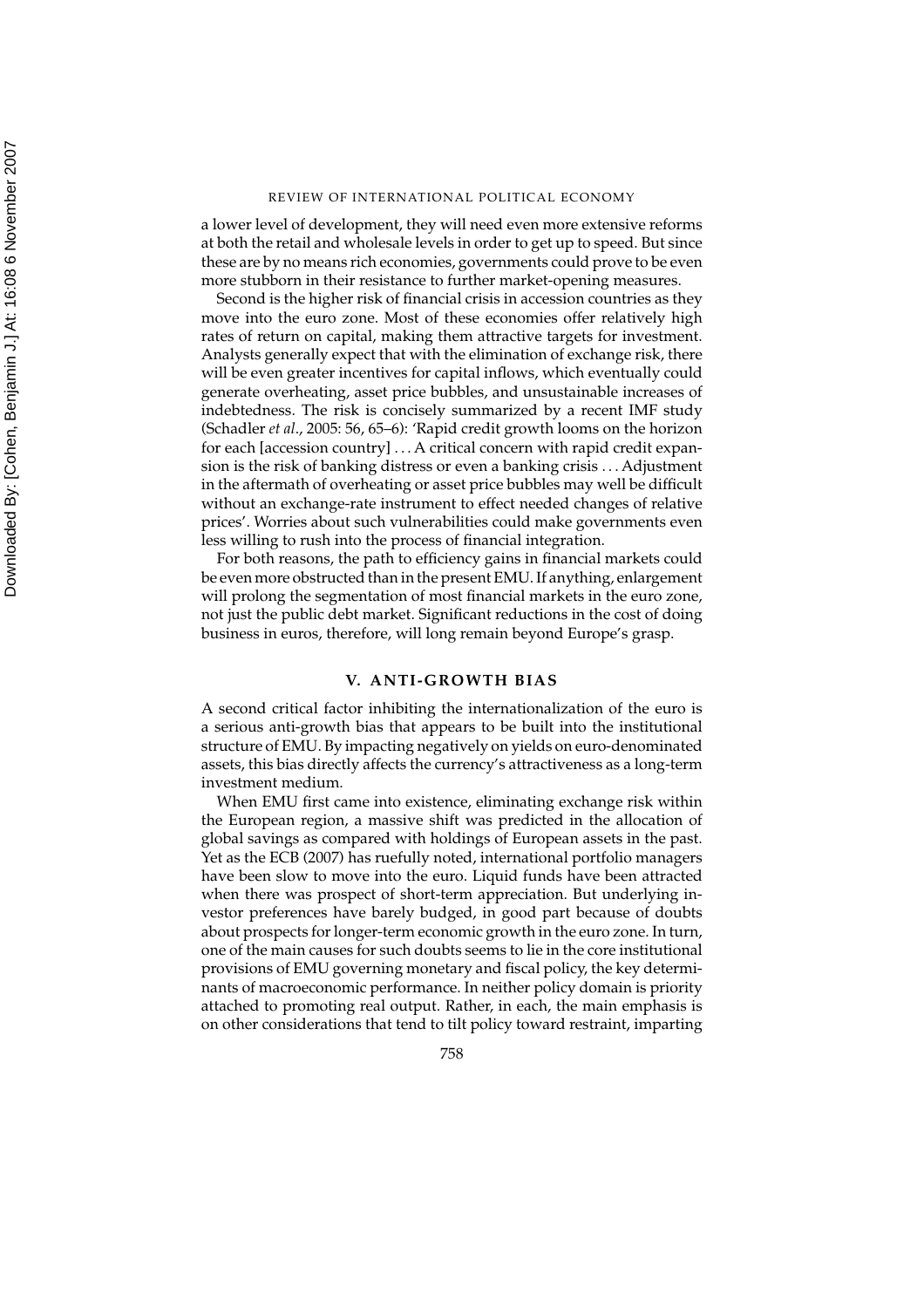a lower level of development, they will need even more extensive reforms at both the retail and wholesale levels in order to get up to speed. But since these are by no means rich economies, governments could prove to be even more stubborn in their resistance to further market-opening measures.

Second is the higher risk of financial crisis in accession countries as they move into the euro zone. Most of these economies offer relatively high rates of return on capital, making them attractive targets for investment. Analysts generally expect that with the elimination of exchange risk, there will be even greater incentives for capital inflows, which eventually could generate overheating, asset price bubbles, and unsustainable increases of indebtedness. The risk is concisely summarized by a recent IMF study (Schadler *et al*., 2005: 56, 65–6): 'Rapid credit growth looms on the horizon for each [accession country] . . . A critical concern with rapid credit expansion is the risk of banking distress or even a banking crisis . . . Adjustment in the aftermath of overheating or asset price bubbles may well be difficult without an exchange-rate instrument to effect needed changes of relative prices'. Worries about such vulnerabilities could make governments even less willing to rush into the process of financial integration.

For both reasons, the path to efficiency gains in financial markets could be even more obstructed than in the present EMU. If anything, enlargement will prolong the segmentation of most financial markets in the euro zone, not just the public debt market. Significant reductions in the cost of doing business in euros, therefore, will long remain beyond Europe's grasp.

## V. ANTI-GROWTH BIAS

A second critical factor inhibiting the internationalization of the euro is a serious anti-growth bias that appears to be built into the institutional structure of EMU. By impacting negatively on yields on euro-denominated assets, this bias directly affects the currency's attractiveness as a long-term investment medium.

When EMU first came into existence, eliminating exchange risk within the European region, a massive shift was predicted in the allocation of global savings as compared with holdings of European assets in the past. Yet as the ECB (2007) has ruefully noted, international portfolio managers have been slow to move into the euro. Liquid funds have been attracted when there was prospect of short-term appreciation. But underlying investor preferences have barely budged, in good part because of doubts about prospects for longer-term economic growth in the euro zone. In turn, one of the main causes for such doubts seems to lie in the core institutional provisions of EMU governing monetary and fiscal policy, the key determinants of macroeconomic performance. In neither policy domain is priority attached to promoting real output. Rather, in each, the main emphasis is on other considerations that tend to tilt policy toward restraint, imparting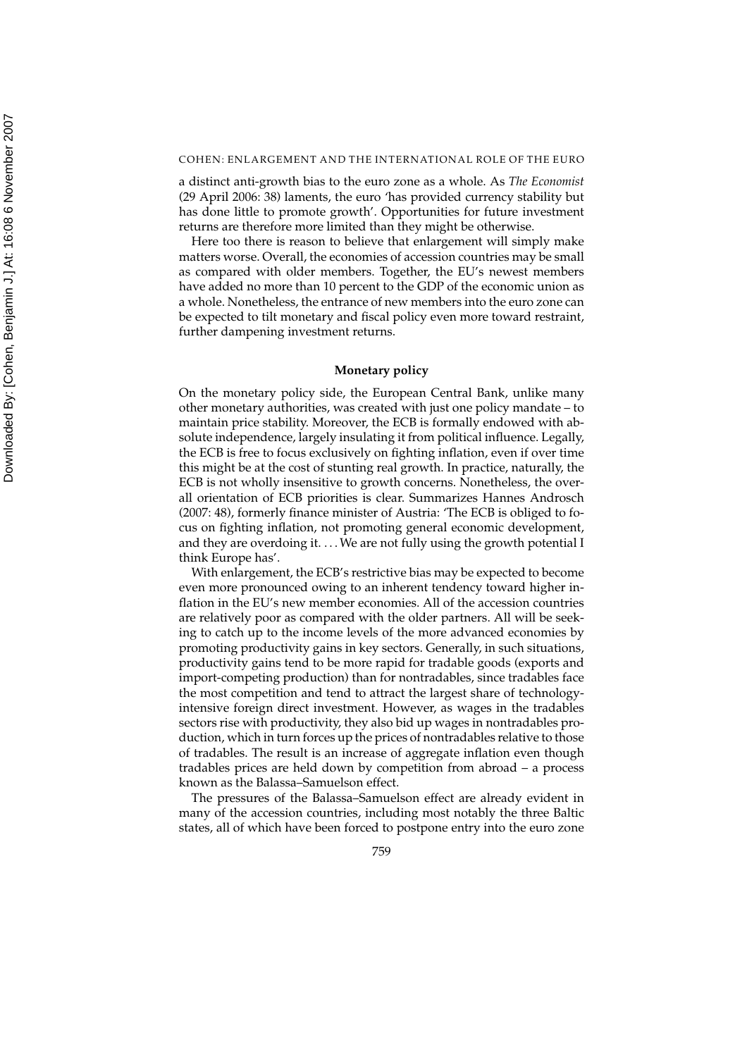a distinct anti-growth bias to the euro zone as a whole. As *The Economist* (29 April 2006: 38) laments, the euro 'has provided currency stability but has done little to promote growth'. Opportunities for future investment returns are therefore more limited than they might be otherwise.

Here too there is reason to believe that enlargement will simply make matters worse. Overall, the economies of accession countries may be small as compared with older members. Together, the EU's newest members have added no more than 10 percent to the GDP of the economic union as a whole. Nonetheless, the entrance of new members into the euro zone can be expected to tilt monetary and fiscal policy even more toward restraint, further dampening investment returns.

### Monetary policy

On the monetary policy side, the European Central Bank, unlike many other monetary authorities, was created with just one policy mandate – to maintain price stability. Moreover, the ECB is formally endowed with absolute independence, largely insulating it from political influence. Legally, the ECB is free to focus exclusively on fighting inflation, even if over time this might be at the cost of stunting real growth. In practice, naturally, the ECB is not wholly insensitive to growth concerns. Nonetheless, the overall orientation of ECB priorities is clear. Summarizes Hannes Androsch (2007: 48), formerly finance minister of Austria: 'The ECB is obliged to focus on fighting inflation, not promoting general economic development, and they are overdoing it. . . . We are not fully using the growth potential I think Europe has'.

With enlargement, the ECB's restrictive bias may be expected to become even more pronounced owing to an inherent tendency toward higher inflation in the EU's new member economies. All of the accession countries are relatively poor as compared with the older partners. All will be seeking to catch up to the income levels of the more advanced economies by promoting productivity gains in key sectors. Generally, in such situations, productivity gains tend to be more rapid for tradable goods (exports and import-competing production) than for nontradables, since tradables face the most competition and tend to attract the largest share of technology-intensive foreign direct investment. However, as wages in the tradables sectors rise with productivity, they also bid up wages in nontradables production, which in turn forces up the prices of nontradables relative to those of tradables. The result is an increase of aggregate inflation even though tradables prices are held down by competition from abroad – a process known as the Balassa–Samuelson effect.

The pressures of the Balassa–Samuelson effect are already evident in many of the accession countries, including most notably the three Baltic states, all of which have been forced to postpone entry into the euro zone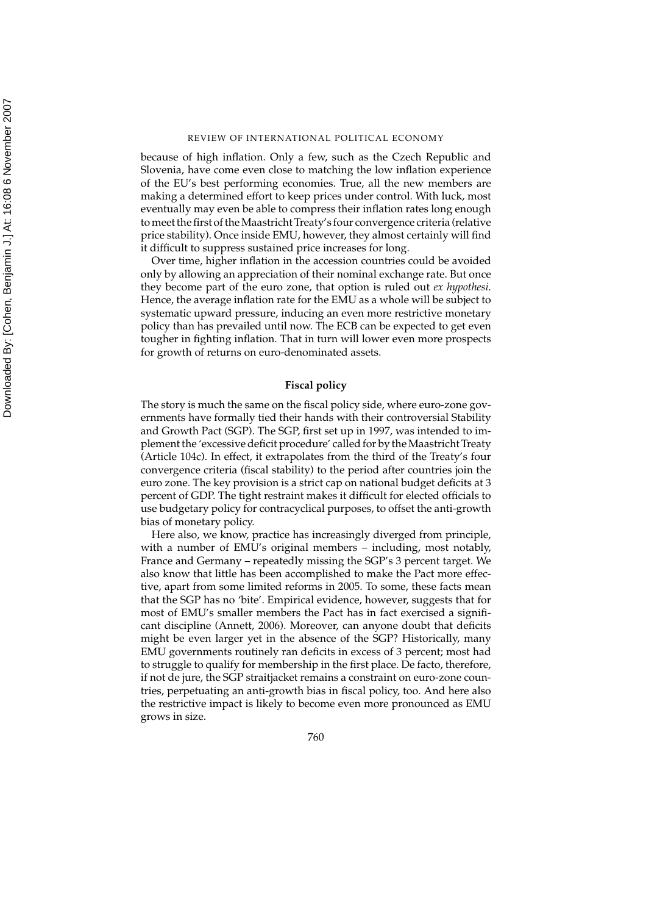because of high inflation. Only a few, such as the Czech Republic and Slovenia, have come even close to matching the low inflation experience of the EU's best performing economies. True, all the new members are making a determined effort to keep prices under control. With luck, most eventually may even be able to compress their inflation rates long enough to meet the first of the Maastricht Treaty's four convergence criteria (relative price stability). Once inside EMU, however, they almost certainly will find it difficult to suppress sustained price increases for long.

Over time, higher inflation in the accession countries could be avoided only by allowing an appreciation of their nominal exchange rate. But once they become part of the euro zone, that option is ruled out *ex hypothesi*. Hence, the average inflation rate for the EMU as a whole will be subject to systematic upward pressure, inducing an even more restrictive monetary policy than has prevailed until now. The ECB can be expected to get even tougher in fighting inflation. That in turn will lower even more prospects for growth of returns on euro-denominated assets.

### Fiscal policy

The story is much the same on the fiscal policy side, where euro-zone governments have formally tied their hands with their controversial Stability and Growth Pact (SGP). The SGP, first set up in 1997, was intended to implement the 'excessive deficit procedure' called for by the Maastricht Treaty (Article 104c). In effect, it extrapolates from the third of the Treaty's four convergence criteria (fiscal stability) to the period after countries join the euro zone. The key provision is a strict cap on national budget deficits at 3 percent of GDP. The tight restraint makes it difficult for elected officials to use budgetary policy for contracyclical purposes, to offset the anti-growth bias of monetary policy.

Here also, we know, practice has increasingly diverged from principle, with a number of EMU's original members – including, most notably, France and Germany – repeatedly missing the SGP's 3 percent target. We also know that little has been accomplished to make the Pact more effective, apart from some limited reforms in 2005. To some, these facts mean that the SGP has no 'bite'. Empirical evidence, however, suggests that for most of EMU's smaller members the Pact has in fact exercised a significant discipline (Annett, 2006). Moreover, can anyone doubt that deficits might be even larger yet in the absence of the SGP? Historically, many EMU governments routinely ran deficits in excess of 3 percent; most had to struggle to qualify for membership in the first place. De facto, therefore, if not de jure, the SGP straitjacket remains a constraint on euro-zone countries, perpetuating an anti-growth bias in fiscal policy, too. And here also the restrictive impact is likely to become even more pronounced as EMU grows in size.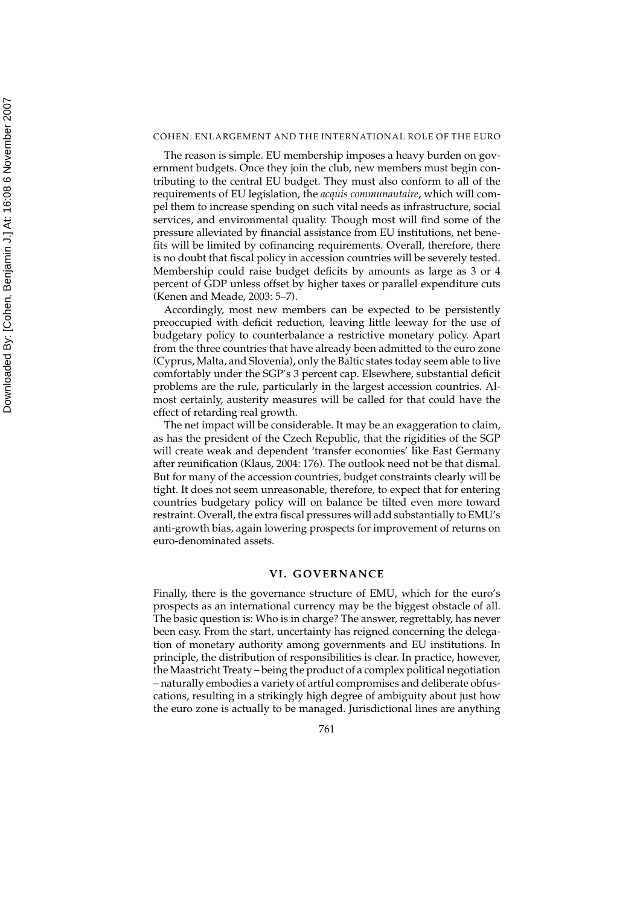The reason is simple. EU membership imposes a heavy burden on government budgets. Once they join the club, new members must begin contributing to the central EU budget. They must also conform to all of the requirements of EU legislation, the *acquis communautaire*, which will compel them to increase spending on such vital needs as infrastructure, social services, and environmental quality. Though most will find some of the pressure alleviated by financial assistance from EU institutions, net benefits will be limited by cofinancing requirements. Overall, therefore, there is no doubt that fiscal policy in accession countries will be severely tested. Membership could raise budget deficits by amounts as large as 3 or 4 percent of GDP unless offset by higher taxes or parallel expenditure cuts (Kenen and Meade, 2003: 5–7).

Accordingly, most new members can be expected to be persistently preoccupied with deficit reduction, leaving little leeway for the use of budgetary policy to counterbalance a restrictive monetary policy. Apart from the three countries that have already been admitted to the euro zone (Cyprus, Malta, and Slovenia), only the Baltic states today seem able to live comfortably under the SGP's 3 percent cap. Elsewhere, substantial deficit problems are the rule, particularly in the largest accession countries. Almost certainly, austerity measures will be called for that could have the effect of retarding real growth.

The net impact will be considerable. It may be an exaggeration to claim, as has the president of the Czech Republic, that the rigidities of the SGP will create weak and dependent 'transfer economies' like East Germany after reunification (Klaus, 2004: 176). The outlook need not be that dismal. But for many of the accession countries, budget constraints clearly will be tight. It does not seem unreasonable, therefore, to expect that for entering countries budgetary policy will on balance be tilted even more toward restraint. Overall, the extra fiscal pressures will add substantially to EMU's anti-growth bias, again lowering prospects for improvement of returns on euro-denominated assets.

## VI. GOVERNANCE

Finally, there is the governance structure of EMU, which for the euro's prospects as an international currency may be the biggest obstacle of all. The basic question is: Who is in charge? The answer, regrettably, has never been easy. From the start, uncertainty has reigned concerning the delegation of monetary authority among governments and EU institutions. In principle, the distribution of responsibilities is clear. In practice, however, the Maastricht Treaty – being the product of a complex political negotiation – naturally embodies a variety of artful compromises and deliberate obfuscations, resulting in a strikingly high degree of ambiguity about just how the euro zone is actually to be managed. Jurisdictional lines are anything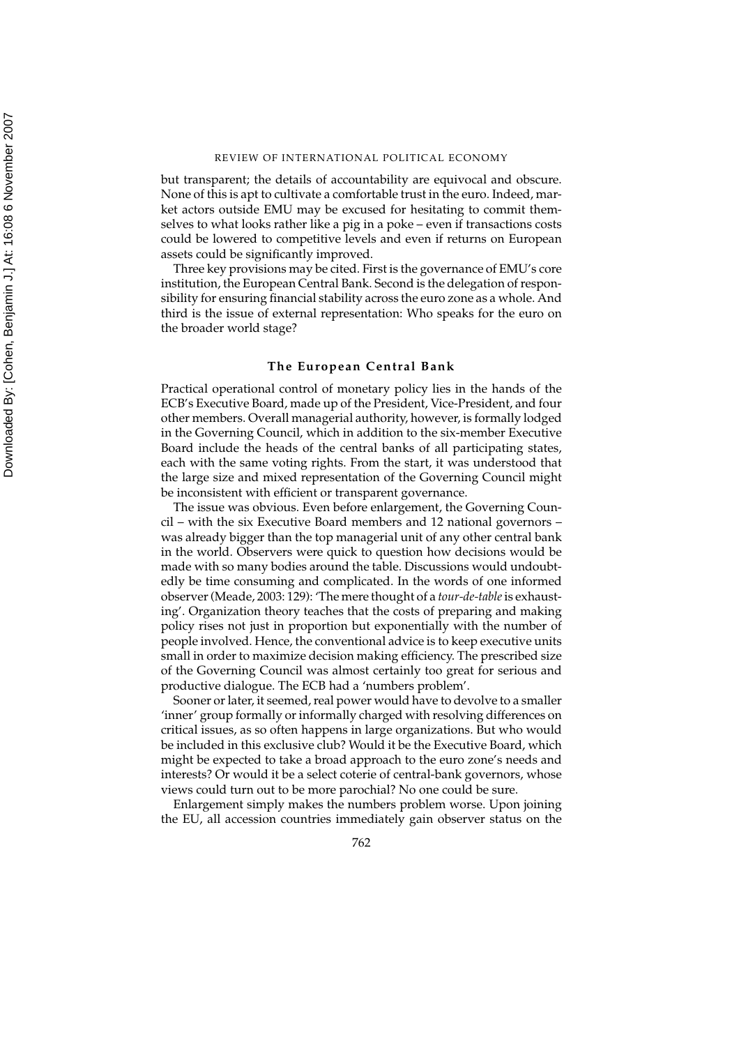but transparent; the details of accountability are equivocal and obscure. None of this is apt to cultivate a comfortable trust in the euro. Indeed, market actors outside EMU may be excused for hesitating to commit themselves to what looks rather like a pig in a poke – even if transactions costs could be lowered to competitive levels and even if returns on European assets could be significantly improved.

Three key provisions may be cited. First is the governance of EMU's core institution, the European Central Bank. Second is the delegation of responsibility for ensuring financial stability across the euro zone as a whole. And third is the issue of external representation: Who speaks for the euro on the broader world stage?

## The European Central Bank

Practical operational control of monetary policy lies in the hands of the ECB's Executive Board, made up of the President, Vice-President, and four other members. Overall managerial authority, however, is formally lodged in the Governing Council, which in addition to the six-member Executive Board include the heads of the central banks of all participating states, each with the same voting rights. From the start, it was understood that the large size and mixed representation of the Governing Council might be inconsistent with efficient or transparent governance.

The issue was obvious. Even before enlargement, the Governing Council – with the six Executive Board members and 12 national governors – was already bigger than the top managerial unit of any other central bank in the world. Observers were quick to question how decisions would be made with so many bodies around the table. Discussions would undoubtedly be time consuming and complicated. In the words of one informed observer (Meade, 2003: 129): 'The mere thought of a *tour-de-table* is exhausting'. Organization theory teaches that the costs of preparing and making policy rises not just in proportion but exponentially with the number of people involved. Hence, the conventional advice is to keep executive units small in order to maximize decision making efficiency. The prescribed size of the Governing Council was almost certainly too great for serious and productive dialogue. The ECB had a 'numbers problem'.

Sooner or later, it seemed, real power would have to devolve to a smaller 'inner' group formally or informally charged with resolving differences on critical issues, as so often happens in large organizations. But who would be included in this exclusive club? Would it be the Executive Board, which might be expected to take a broad approach to the euro zone's needs and interests? Or would it be a select coterie of central-bank governors, whose views could turn out to be more parochial? No one could be sure.

Enlargement simply makes the numbers problem worse. Upon joining the EU, all accession countries immediately gain observer status on the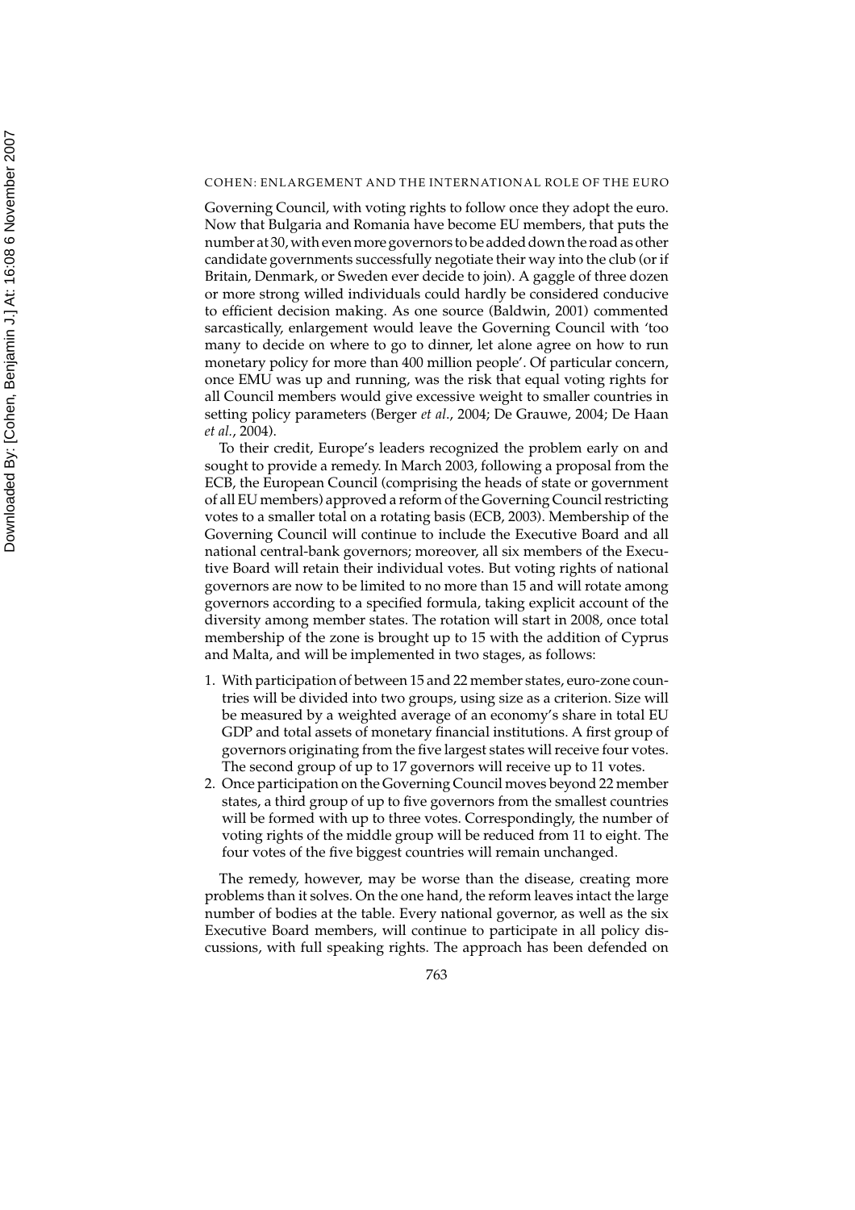Governing Council, with voting rights to follow once they adopt the euro. Now that Bulgaria and Romania have become EU members, that puts the number at 30, with even more governors to be added down the road as other candidate governments successfully negotiate their way into the club (or if Britain, Denmark, or Sweden ever decide to join). A gaggle of three dozen or more strong willed individuals could hardly be considered conducive to efficient decision making. As one source (Baldwin, 2001) commented sarcastically, enlargement would leave the Governing Council with 'too many to decide on where to go to dinner, let alone agree on how to run monetary policy for more than 400 million people'. Of particular concern, once EMU was up and running, was the risk that equal voting rights for all Council members would give excessive weight to smaller countries in setting policy parameters (Berger *et al.*, 2004; De Grauwe, 2004; De Haan *et al.*, 2004).

To their credit, Europe's leaders recognized the problem early on and sought to provide a remedy. In March 2003, following a proposal from the ECB, the European Council (comprising the heads of state or government of all EU members) approved a reform of the Governing Council restricting votes to a smaller total on a rotating basis (ECB, 2003). Membership of the Governing Council will continue to include the Executive Board and all national central-bank governors; moreover, all six members of the Executive Board will retain their individual votes. But voting rights of national governors are now to be limited to no more than 15 and will rotate among governors according to a specified formula, taking explicit account of the diversity among member states. The rotation will start in 2008, once total membership of the zone is brought up to 15 with the addition of Cyprus and Malta, and will be implemented in two stages, as follows:

1. With participation of between 15 and 22 member states, euro-zone countries will be divided into two groups, using size as a criterion. Size will be measured by a weighted average of an economy's share in total EU GDP and total assets of monetary financial institutions. A first group of governors originating from the five largest states will receive four votes. The second group of up to 17 governors will receive up to 11 votes.
2. Once participation on the Governing Council moves beyond 22 member states, a third group of up to five governors from the smallest countries will be formed with up to three votes. Correspondingly, the number of voting rights of the middle group will be reduced from 11 to eight. The four votes of the five biggest countries will remain unchanged.

The remedy, however, may be worse than the disease, creating more problems than it solves. On the one hand, the reform leaves intact the large number of bodies at the table. Every national governor, as well as the six Executive Board members, will continue to participate in all policy discussions, with full speaking rights. The approach has been defended on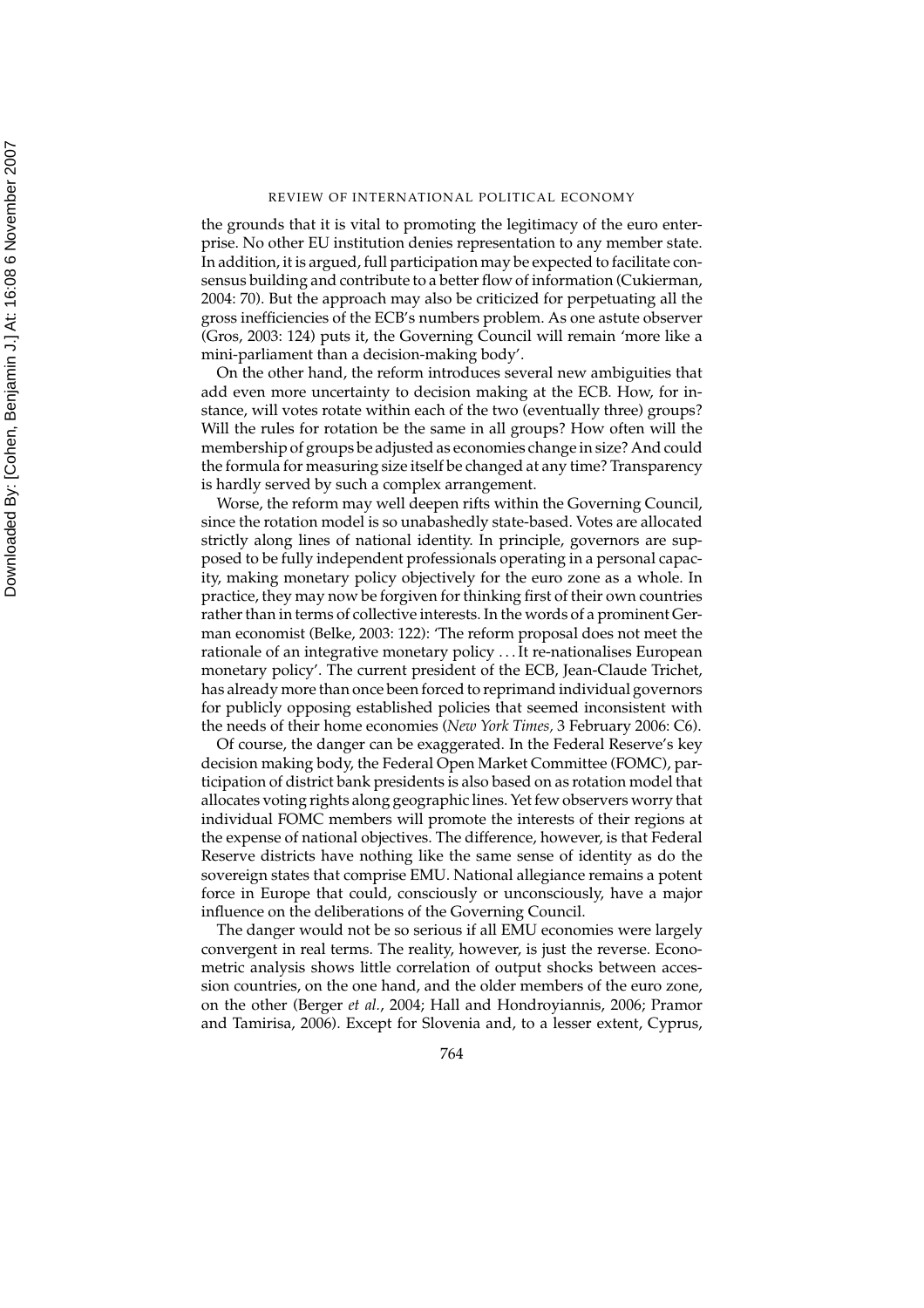the grounds that it is vital to promoting the legitimacy of the euro enterprise. No other EU institution denies representation to any member state. In addition, it is argued, full participation may be expected to facilitate consensus building and contribute to a better flow of information (Cukierman, 2004: 70). But the approach may also be criticized for perpetuating all the gross inefficiencies of the ECB's numbers problem. As one astute observer (Gros, 2003: 124) puts it, the Governing Council will remain 'more like a mini-parliament than a decision-making body'.

On the other hand, the reform introduces several new ambiguities that add even more uncertainty to decision making at the ECB. How, for instance, will votes rotate within each of the two (eventually three) groups? Will the rules for rotation be the same in all groups? How often will the membership of groups be adjusted as economies change in size? And could the formula for measuring size itself be changed at any time? Transparency is hardly served by such a complex arrangement.

Worse, the reform may well deepen rifts within the Governing Council, since the rotation model is so unabashedly state-based. Votes are allocated strictly along lines of national identity. In principle, governors are supposed to be fully independent professionals operating in a personal capacity, making monetary policy objectively for the euro zone as a whole. In practice, they may now be forgiven for thinking first of their own countries rather than in terms of collective interests. In the words of a prominent German economist (Belke, 2003: 122): 'The reform proposal does not meet the rationale of an integrative monetary policy ... It re-nationalises European monetary policy'. The current president of the ECB, Jean-Claude Trichet, has already more than once been forced to reprimand individual governors for publicly opposing established policies that seemed inconsistent with the needs of their home economies (*New York Times*, 3 February 2006: C6).

Of course, the danger can be exaggerated. In the Federal Reserve's key decision making body, the Federal Open Market Committee (FOMC), participation of district bank presidents is also based on as rotation model that allocates voting rights along geographic lines. Yet few observers worry that individual FOMC members will promote the interests of their regions at the expense of national objectives. The difference, however, is that Federal Reserve districts have nothing like the same sense of identity as do the sovereign states that comprise EMU. National allegiance remains a potent force in Europe that could, consciously or unconsciously, have a major influence on the deliberations of the Governing Council.

The danger would not be so serious if all EMU economies were largely convergent in real terms. The reality, however, is just the reverse. Econometric analysis shows little correlation of output shocks between accession countries, on the one hand, and the older members of the euro zone, on the other (Berger *et al.*, 2004; Hall and Hondroyiannis, 2006; Pramor and Tamirisa, 2006). Except for Slovenia and, to a lesser extent, Cyprus,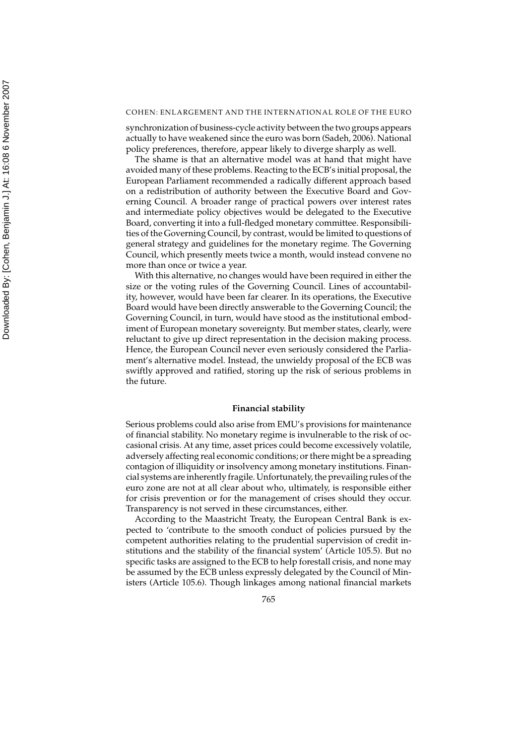synchronization of business-cycle activity between the two groups appears actually to have weakened since the euro was born (Sadeh, 2006). National policy preferences, therefore, appear likely to diverge sharply as well.

The shame is that an alternative model was at hand that might have avoided many of these problems. Reacting to the ECB's initial proposal, the European Parliament recommended a radically different approach based on a redistribution of authority between the Executive Board and Governing Council. A broader range of practical powers over interest rates and intermediate policy objectives would be delegated to the Executive Board, converting it into a full-fledged monetary committee. Responsibilities of the Governing Council, by contrast, would be limited to questions of general strategy and guidelines for the monetary regime. The Governing Council, which presently meets twice a month, would instead convene no more than once or twice a year.

With this alternative, no changes would have been required in either the size or the voting rules of the Governing Council. Lines of accountability, however, would have been far clearer. In its operations, the Executive Board would have been directly answerable to the Governing Council; the Governing Council, in turn, would have stood as the institutional embodiment of European monetary sovereignty. But member states, clearly, were reluctant to give up direct representation in the decision making process. Hence, the European Council never even seriously considered the Parliament's alternative model. Instead, the unwieldy proposal of the ECB was swiftly approved and ratified, storing up the risk of serious problems in the future.

### Financial stability

Serious problems could also arise from EMU's provisions for maintenance of financial stability. No monetary regime is invulnerable to the risk of occasional crisis. At any time, asset prices could become excessively volatile, adversely affecting real economic conditions; or there might be a spreading contagion of illiquidity or insolvency among monetary institutions. Financial systems are inherently fragile. Unfortunately, the prevailing rules of the euro zone are not at all clear about who, ultimately, is responsible either for crisis prevention or for the management of crises should they occur. Transparency is not served in these circumstances, either.

According to the Maastricht Treaty, the European Central Bank is expected to 'contribute to the smooth conduct of policies pursued by the competent authorities relating to the prudential supervision of credit institutions and the stability of the financial system' (Article 105.5). But no specific tasks are assigned to the ECB to help forestall crisis, and none may be assumed by the ECB unless expressly delegated by the Council of Ministers (Article 105.6). Though linkages among national financial markets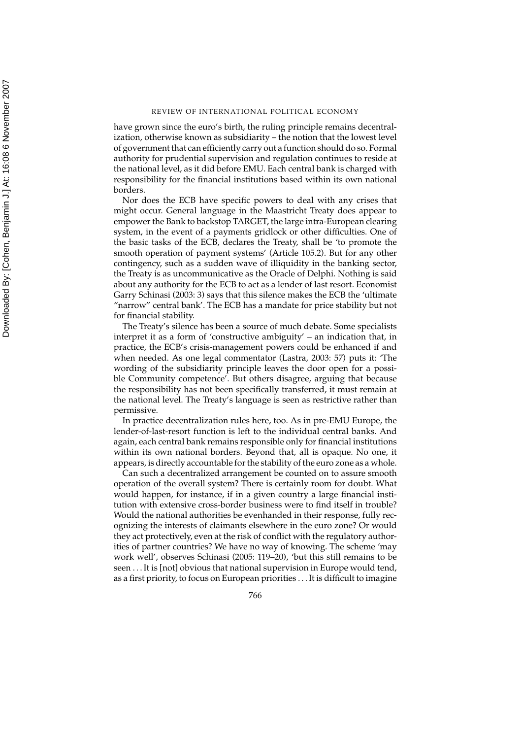have grown since the euro's birth, the ruling principle remains decentralization, otherwise known as subsidiarity – the notion that the lowest level of government that can efficiently carry out a function should do so. Formal authority for prudential supervision and regulation continues to reside at the national level, as it did before EMU. Each central bank is charged with responsibility for the financial institutions based within its own national borders.

Nor does the ECB have specific powers to deal with any crises that might occur. General language in the Maastricht Treaty does appear to empower the Bank to backstop TARGET, the large intra-European clearing system, in the event of a payments gridlock or other difficulties. One of the basic tasks of the ECB, declares the Treaty, shall be 'to promote the smooth operation of payment systems' (Article 105.2). But for any other contingency, such as a sudden wave of illiquidity in the banking sector, the Treaty is as uncommunicative as the Oracle of Delphi. Nothing is said about any authority for the ECB to act as a lender of last resort. Economist Garry Schinasi (2003: 3) says that this silence makes the ECB the 'ultimate "narrow" central bank'. The ECB has a mandate for price stability but not for financial stability.

The Treaty's silence has been a source of much debate. Some specialists interpret it as a form of 'constructive ambiguity' – an indication that, in practice, the ECB's crisis-management powers could be enhanced if and when needed. As one legal commentator (Lastra, 2003: 57) puts it: 'The wording of the subsidiarity principle leaves the door open for a possible Community competence'. But others disagree, arguing that because the responsibility has not been specifically transferred, it must remain at the national level. The Treaty's language is seen as restrictive rather than permissive.

In practice decentralization rules here, too. As in pre-EMU Europe, the lender-of-last-resort function is left to the individual central banks. And again, each central bank remains responsible only for financial institutions within its own national borders. Beyond that, all is opaque. No one, it appears, is directly accountable for the stability of the euro zone as a whole.

Can such a decentralized arrangement be counted on to assure smooth operation of the overall system? There is certainly room for doubt. What would happen, for instance, if in a given country a large financial institution with extensive cross-border business were to find itself in trouble? Would the national authorities be evenhanded in their response, fully recognizing the interests of claimants elsewhere in the euro zone? Or would they act protectively, even at the risk of conflict with the regulatory authorities of partner countries? We have no way of knowing. The scheme 'may work well', observes Schinasi (2005: 119–20), 'but this still remains to be seen . . . It is [not] obvious that national supervision in Europe would tend, as a first priority, to focus on European priorities . . . It is difficult to imagine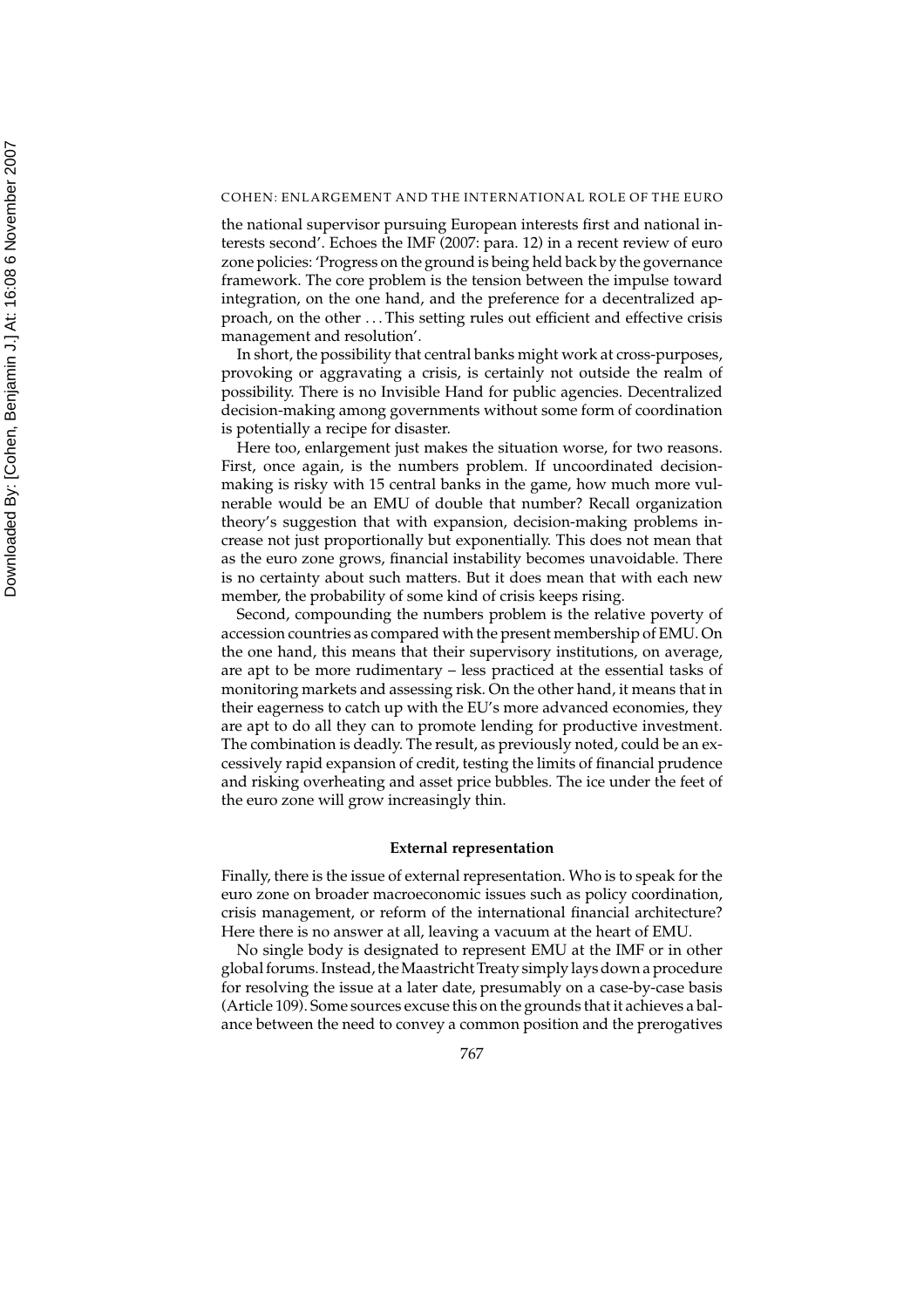the national supervisor pursuing European interests first and national interests second'. Echoes the IMF (2007: para. 12) in a recent review of euro zone policies: 'Progress on the ground is being held back by the governance framework. The core problem is the tension between the impulse toward integration, on the one hand, and the preference for a decentralized approach, on the other . . . This setting rules out efficient and effective crisis management and resolution'.

In short, the possibility that central banks might work at cross-purposes, provoking or aggravating a crisis, is certainly not outside the realm of possibility. There is no Invisible Hand for public agencies. Decentralized decision-making among governments without some form of coordination is potentially a recipe for disaster.

Here too, enlargement just makes the situation worse, for two reasons. First, once again, is the numbers problem. If uncoordinated decision-making is risky with 15 central banks in the game, how much more vulnerable would be an EMU of double that number? Recall organization theory's suggestion that with expansion, decision-making problems increase not just proportionally but exponentially. This does not mean that as the euro zone grows, financial instability becomes unavoidable. There is no certainty about such matters. But it does mean that with each new member, the probability of some kind of crisis keeps rising.

Second, compounding the numbers problem is the relative poverty of accession countries as compared with the present membership of EMU. On the one hand, this means that their supervisory institutions, on average, are apt to be more rudimentary – less practiced at the essential tasks of monitoring markets and assessing risk. On the other hand, it means that in their eagerness to catch up with the EU's more advanced economies, they are apt to do all they can to promote lending for productive investment. The combination is deadly. The result, as previously noted, could be an excessively rapid expansion of credit, testing the limits of financial prudence and risking overheating and asset price bubbles. The ice under the feet of the euro zone will grow increasingly thin.

### External representation

Finally, there is the issue of external representation. Who is to speak for the euro zone on broader macroeconomic issues such as policy coordination, crisis management, or reform of the international financial architecture? Here there is no answer at all, leaving a vacuum at the heart of EMU.

No single body is designated to represent EMU at the IMF or in other global forums. Instead, the Maastricht Treaty simply lays down a procedure for resolving the issue at a later date, presumably on a case-by-case basis (Article 109). Some sources excuse this on the grounds that it achieves a balance between the need to convey a common position and the prerogatives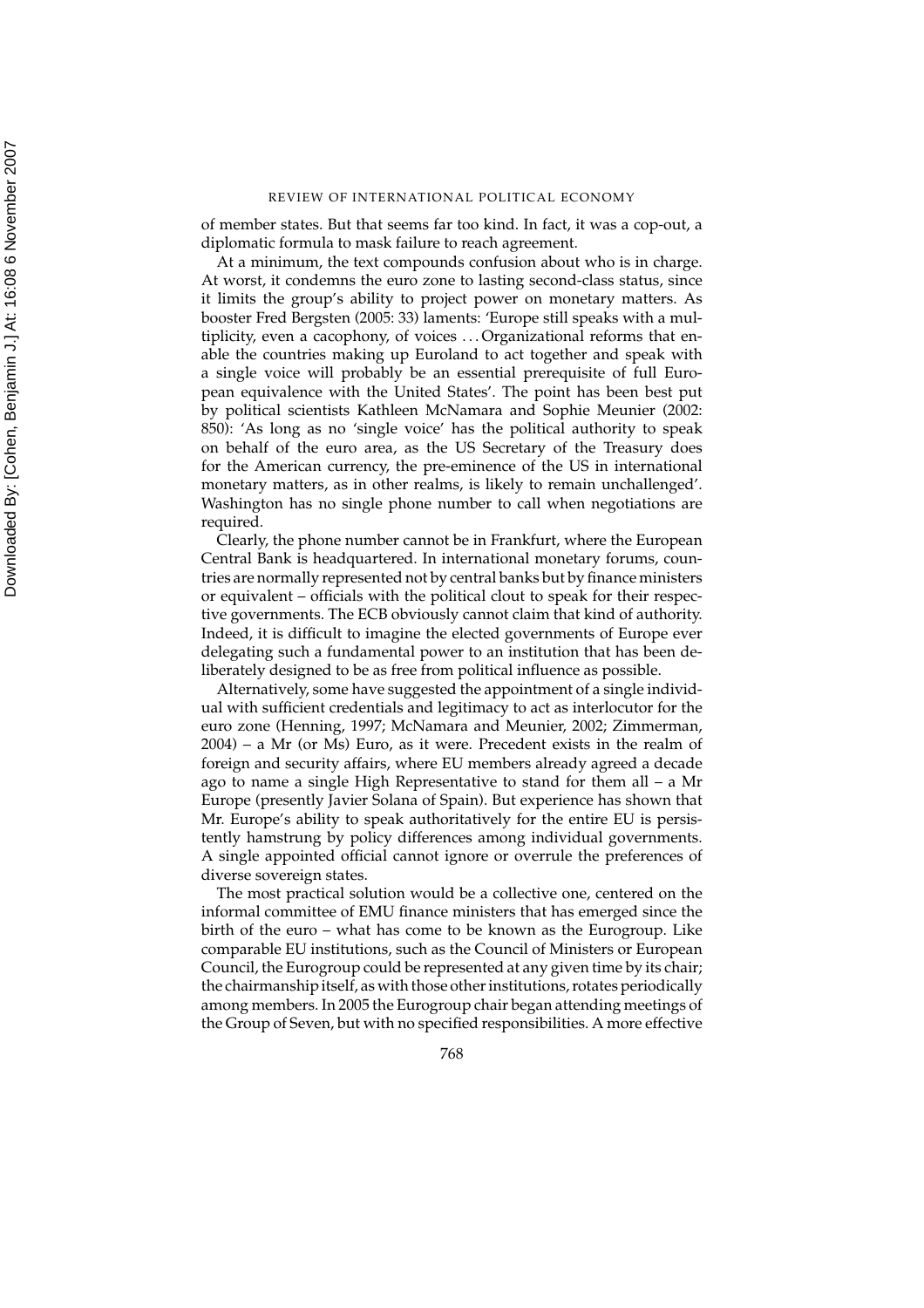of member states. But that seems far too kind. In fact, it was a cop-out, a diplomatic formula to mask failure to reach agreement.

At a minimum, the text compounds confusion about who is in charge. At worst, it condemns the euro zone to lasting second-class status, since it limits the group's ability to project power on monetary matters. As booster Fred Bergsten (2005: 33) laments: 'Europe still speaks with a multiplicity, even a cacophony, of voices . . . Organizational reforms that enable the countries making up Euroland to act together and speak with a single voice will probably be an essential prerequisite of full European equivalence with the United States'. The point has been best put by political scientists Kathleen McNamara and Sophie Meunier (2002: 850): 'As long as no 'single voice' has the political authority to speak on behalf of the euro area, as the US Secretary of the Treasury does for the American currency, the pre-eminence of the US in international monetary matters, as in other realms, is likely to remain unchallenged'. Washington has no single phone number to call when negotiations are required.

Clearly, the phone number cannot be in Frankfurt, where the European Central Bank is headquartered. In international monetary forums, countries are normally represented not by central banks but by finance ministers or equivalent – officials with the political clout to speak for their respective governments. The ECB obviously cannot claim that kind of authority. Indeed, it is difficult to imagine the elected governments of Europe ever delegating such a fundamental power to an institution that has been deliberately designed to be as free from political influence as possible.

Alternatively, some have suggested the appointment of a single individual with sufficient credentials and legitimacy to act as interlocutor for the euro zone (Henning, 1997; McNamara and Meunier, 2002; Zimmerman, 2004) – a Mr (or Ms) Euro, as it were. Precedent exists in the realm of foreign and security affairs, where EU members already agreed a decade ago to name a single High Representative to stand for them all – a Mr Europe (presently Javier Solana of Spain). But experience has shown that Mr. Europe's ability to speak authoritatively for the entire EU is persistently hamstrung by policy differences among individual governments. A single appointed official cannot ignore or overrule the preferences of diverse sovereign states.

The most practical solution would be a collective one, centered on the informal committee of EMU finance ministers that has emerged since the birth of the euro – what has come to be known as the Eurogroup. Like comparable EU institutions, such as the Council of Ministers or European Council, the Eurogroup could be represented at any given time by its chair; the chairmanship itself, as with those other institutions, rotates periodically among members. In 2005 the Eurogroup chair began attending meetings of the Group of Seven, but with no specified responsibilities. A more effective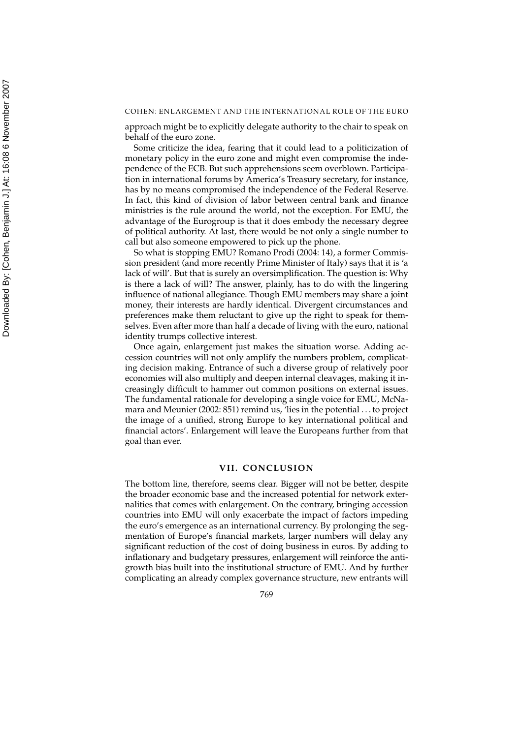approach might be to explicitly delegate authority to the chair to speak on behalf of the euro zone.

Some criticize the idea, fearing that it could lead to a politicization of monetary policy in the euro zone and might even compromise the independence of the ECB. But such apprehensions seem overblown. Participation in international forums by America's Treasury secretary, for instance, has by no means compromised the independence of the Federal Reserve. In fact, this kind of division of labor between central bank and finance ministries is the rule around the world, not the exception. For EMU, the advantage of the Eurogroup is that it does embody the necessary degree of political authority. At last, there would be not only a single number to call but also someone empowered to pick up the phone.

So what is stopping EMU? Romano Prodi (2004: 14), a former Commission president (and more recently Prime Minister of Italy) says that it is 'a lack of will'. But that is surely an oversimplification. The question is: Why is there a lack of will? The answer, plainly, has to do with the lingering influence of national allegiance. Though EMU members may share a joint money, their interests are hardly identical. Divergent circumstances and preferences make them reluctant to give up the right to speak for themselves. Even after more than half a decade of living with the euro, national identity trumps collective interest.

Once again, enlargement just makes the situation worse. Adding accession countries will not only amplify the numbers problem, complicating decision making. Entrance of such a diverse group of relatively poor economies will also multiply and deepen internal cleavages, making it increasingly difficult to hammer out common positions on external issues. The fundamental rationale for developing a single voice for EMU, McNamara and Meunier (2002: 851) remind us, 'lies in the potential . . . to project the image of a unified, strong Europe to key international political and financial actors'. Enlargement will leave the Europeans further from that goal than ever.

## VII. CONCLUSION

The bottom line, therefore, seems clear. Bigger will not be better, despite the broader economic base and the increased potential for network externalities that comes with enlargement. On the contrary, bringing accession countries into EMU will only exacerbate the impact of factors impeding the euro's emergence as an international currency. By prolonging the segmentation of Europe's financial markets, larger numbers will delay any significant reduction of the cost of doing business in euros. By adding to inflationary and budgetary pressures, enlargement will reinforce the anti-growth bias built into the institutional structure of EMU. And by further complicating an already complex governance structure, new entrants will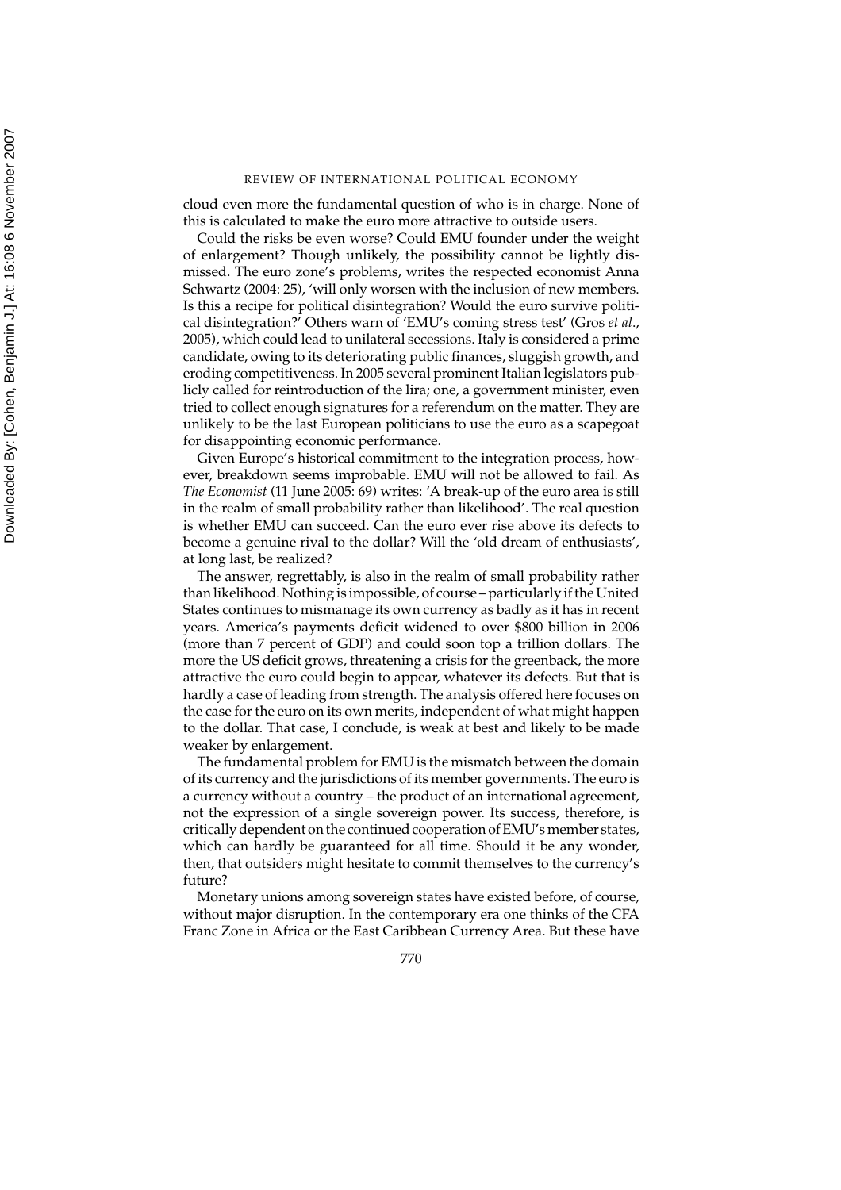cloud even more the fundamental question of who is in charge. None of this is calculated to make the euro more attractive to outside users.

Could the risks be even worse? Could EMU founder under the weight of enlargement? Though unlikely, the possibility cannot be lightly dismissed. The euro zone's problems, writes the respected economist Anna Schwartz (2004: 25), 'will only worsen with the inclusion of new members. Is this a recipe for political disintegration? Would the euro survive political disintegration?' Others warn of 'EMU's coming stress test' (Gros *et al*., 2005), which could lead to unilateral secessions. Italy is considered a prime candidate, owing to its deteriorating public finances, sluggish growth, and eroding competitiveness. In 2005 several prominent Italian legislators publicly called for reintroduction of the lira; one, a government minister, even tried to collect enough signatures for a referendum on the matter. They are unlikely to be the last European politicians to use the euro as a scapegoat for disappointing economic performance.

Given Europe's historical commitment to the integration process, however, breakdown seems improbable. EMU will not be allowed to fail. As *The Economist* (11 June 2005: 69) writes: 'A break-up of the euro area is still in the realm of small probability rather than likelihood'. The real question is whether EMU can succeed. Can the euro ever rise above its defects to become a genuine rival to the dollar? Will the 'old dream of enthusiasts', at long last, be realized?

The answer, regrettably, is also in the realm of small probability rather than likelihood. Nothing is impossible, of course – particularly if the United States continues to mismanage its own currency as badly as it has in recent years. America's payments deficit widened to over \$800 billion in 2006 (more than 7 percent of GDP) and could soon top a trillion dollars. The more the US deficit grows, threatening a crisis for the greenback, the more attractive the euro could begin to appear, whatever its defects. But that is hardly a case of leading from strength. The analysis offered here focuses on the case for the euro on its own merits, independent of what might happen to the dollar. That case, I conclude, is weak at best and likely to be made weaker by enlargement.

The fundamental problem for EMU is the mismatch between the domain of its currency and the jurisdictions of its member governments. The euro is a currency without a country – the product of an international agreement, not the expression of a single sovereign power. Its success, therefore, is critically dependent on the continued cooperation of EMU's member states, which can hardly be guaranteed for all time. Should it be any wonder, then, that outsiders might hesitate to commit themselves to the currency's future?

Monetary unions among sovereign states have existed before, of course, without major disruption. In the contemporary era one thinks of the CFA Franc Zone in Africa or the East Caribbean Currency Area. But these have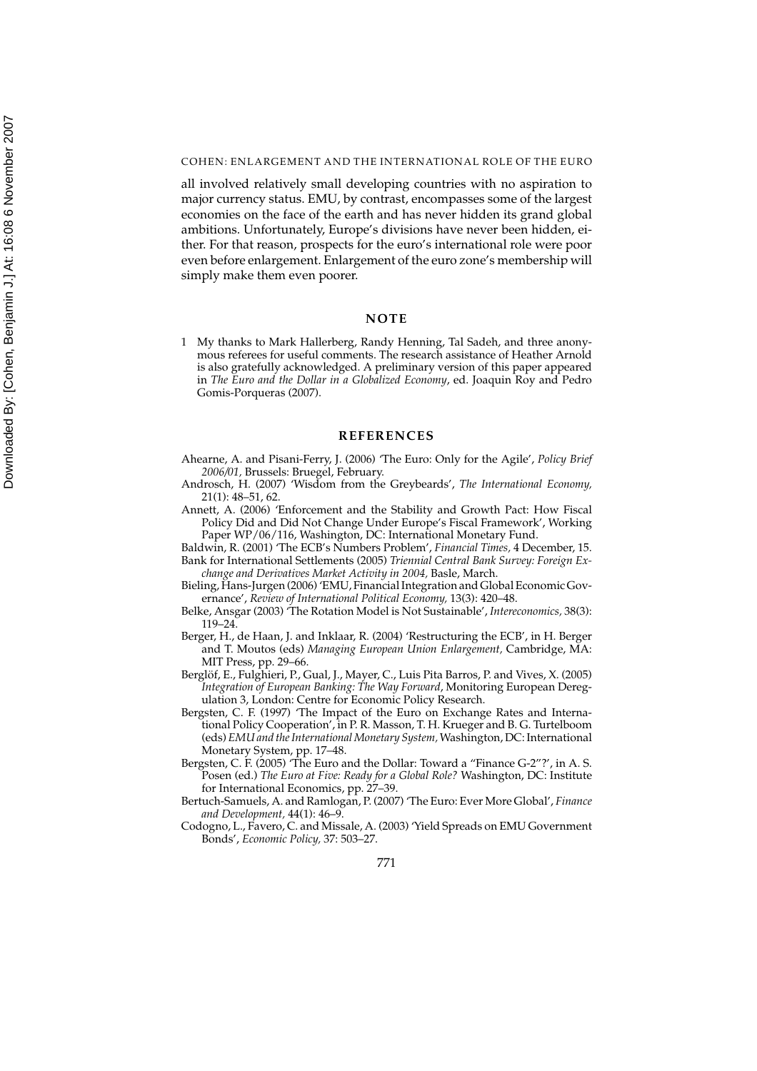all involved relatively small developing countries with no aspiration to major currency status. EMU, by contrast, encompasses some of the largest economies on the face of the earth and has never hidden its grand global ambitions. Unfortunately, Europe's divisions have never been hidden, either. For that reason, prospects for the euro's international role were poor even before enlargement. Enlargement of the euro zone's membership will simply make them even poorer.

## NOTE

1 My thanks to Mark Hallerberg, Randy Henning, Tal Sadeh, and three anonymous referees for useful comments. The research assistance of Heather Arnold is also gratefully acknowledged. A preliminary version of this paper appeared in *The Euro and the Dollar in a Globalized Economy*, ed. Joaquin Roy and Pedro Gomis-Porqueras (2007).

## REFERENCES

Ahearne, A. and Pisani-Ferry, J. (2006) 'The Euro: Only for the Agile', *Policy Brief 2006/01,* Brussels: Bruegel, February.

Androsch, H. (2007) 'Wisdom from the Greybeards', *The International Economy,* 21(1): 48–51, 62.

Annett, A. (2006) 'Enforcement and the Stability and Growth Pact: How Fiscal Policy Did and Did Not Change Under Europe's Fiscal Framework', Working Paper WP/06/116, Washington, DC: International Monetary Fund.

Baldwin, R. (2001) 'The ECB's Numbers Problem', *Financial Times,* 4 December, 15.

Bank for International Settlements (2005) *Triennial Central Bank Survey: Foreign Exchange and Derivatives Market Activity in 2004,* Basle, March.

Bieling, Hans-Jurgen (2006) 'EMU, Financial Integration and Global Economic Governance', *Review of International Political Economy,* 13(3): 420–48.

Belke, Ansgar (2003) 'The Rotation Model is Not Sustainable', *Intereconomics,* 38(3): 119–24.

Berger, H., de Haan, J. and Inklaar, R. (2004) 'Restructuring the ECB', in H. Berger and T. Moutos (eds) *Managing European Union Enlargement,* Cambridge, MA: MIT Press, pp. 29–66.

Berglöf, E., Fulghieri, P., Gual, J., Mayer, C., Luis Pita Barros, P. and Vives, X. (2005) *Integration of European Banking: The Way Forward*, Monitoring European Deregulation 3, London: Centre for Economic Policy Research.

Bergsten, C. F. (1997) 'The Impact of the Euro on Exchange Rates and International Policy Cooperation', in P. R. Masson, T. H. Krueger and B. G. Turtelboom (eds) *EMU and the International Monetary System,* Washington, DC: International Monetary System, pp. 17–48.

Bergsten, C. F. (2005) 'The Euro and the Dollar: Toward a "Finance G-2"?', in A. S. Posen (ed.) *The Euro at Five: Ready for a Global Role?* Washington, DC: Institute for International Economics, pp. 27–39.

Bertuch-Samuels, A. and Ramlogan, P. (2007) 'The Euro: Ever More Global', *Finance and Development,* 44(1): 46–9.

Codogno, L., Favero, C. and Missale, A. (2003) 'Yield Spreads on EMU Government Bonds', *Economic Policy,* 37: 503–27.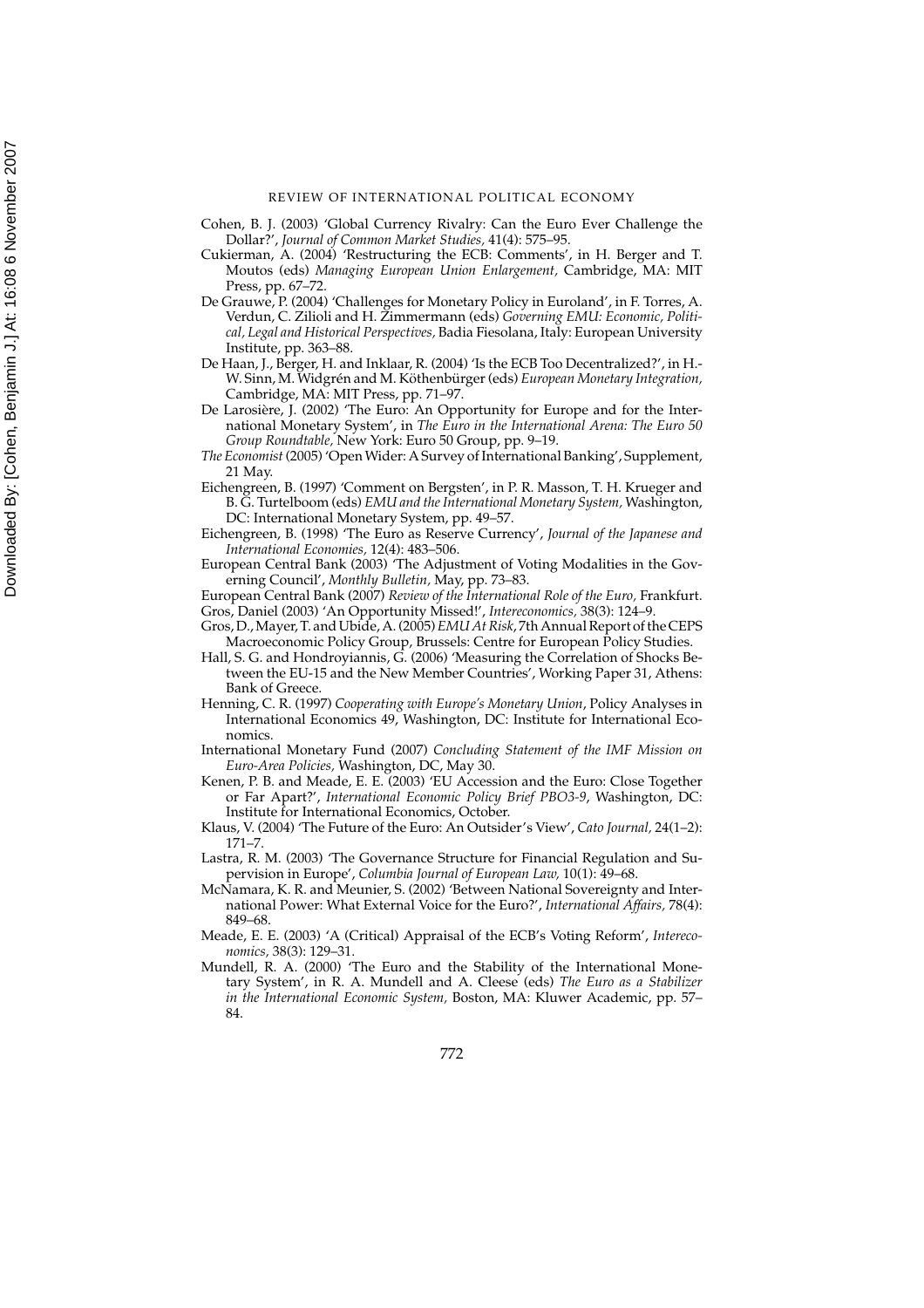Cohen, B. J. (2003) 'Global Currency Rivalry: Can the Euro Ever Challenge the Dollar?', *Journal of Common Market Studies,* 41(4): 575–95.

Cukierman, A. (2004) 'Restructuring the ECB: Comments', in H. Berger and T. Moutos (eds) *Managing European Union Enlargement,* Cambridge, MA: MIT Press, pp. 67–72.

De Grauwe, P. (2004) 'Challenges for Monetary Policy in Euroland', in F. Torres, A. Verdun, C. Zilioli and H. Zimmermann (eds) *Governing EMU: Economic, Political, Legal and Historical Perspectives,* Badia Fiesolana, Italy: European University Institute, pp. 363–88.

De Haan, J., Berger, H. and Inklaar, R. (2004) 'Is the ECB Too Decentralized?', in H.-W. Sinn, M. Widgrén and M. Köthenbürger (eds) *European Monetary Integration,* Cambridge, MA: MIT Press, pp. 71–97.

De Larosière, J. (2002) 'The Euro: An Opportunity for Europe and for the International Monetary System', in *The Euro in the International Arena: The Euro 50 Group Roundtable,* New York: Euro 50 Group, pp. 9–19.

*The Economist* (2005) 'Open Wider: A Survey of International Banking', Supplement, 21 May.

Eichengreen, B. (1997) 'Comment on Bergsten', in P. R. Masson, T. H. Krueger and B. G. Turtelboom (eds) *EMU and the International Monetary System,* Washington, DC: International Monetary System, pp. 49–57.

Eichengreen, B. (1998) 'The Euro as Reserve Currency', *Journal of the Japanese and International Economies,* 12(4): 483–506.

European Central Bank (2003) 'The Adjustment of Voting Modalities in the Governing Council', *Monthly Bulletin,* May, pp. 73–83.

European Central Bank (2007) *Review of the International Role of the Euro,* Frankfurt.

Gros, Daniel (2003) 'An Opportunity Missed!', *Intereconomics,* 38(3): 124–9.

Gros, D., Mayer, T. and Ubide, A. (2005) *EMU At Risk*, 7th Annual Report of the CEPS Macroeconomic Policy Group, Brussels: Centre for European Policy Studies.

Hall, S. G. and Hondroyiannis, G. (2006) 'Measuring the Correlation of Shocks Between the EU-15 and the New Member Countries', Working Paper 31, Athens: Bank of Greece.

Henning, C. R. (1997) *Cooperating with Europe's Monetary Union*, Policy Analyses in International Economics 49, Washington, DC: Institute for International Economics.

International Monetary Fund (2007) *Concluding Statement of the IMF Mission on Euro-Area Policies,* Washington, DC, May 30.

Kenen, P. B. and Meade, E. E. (2003) 'EU Accession and the Euro: Close Together or Far Apart?', *International Economic Policy Brief PBO3-9*, Washington, DC: Institute for International Economics, October.

Klaus, V. (2004) 'The Future of the Euro: An Outsider's View', *Cato Journal,* 24(1–2): 171–7.

Lastra, R. M. (2003) 'The Governance Structure for Financial Regulation and Supervision in Europe', *Columbia Journal of European Law,* 10(1): 49–68.

McNamara, K. R. and Meunier, S. (2002) 'Between National Sovereignty and International Power: What External Voice for the Euro?', *International Affairs,* 78(4): 849–68.

Meade, E. E. (2003) 'A (Critical) Appraisal of the ECB's Voting Reform', *Intereconomics,* 38(3): 129–31.

Mundell, R. A. (2000) 'The Euro and the Stability of the International Monetary System', in R. A. Mundell and A. Cleese (eds) *The Euro as a Stabilizer in the International Economic System,* Boston, MA: Kluwer Academic, pp. 57–84.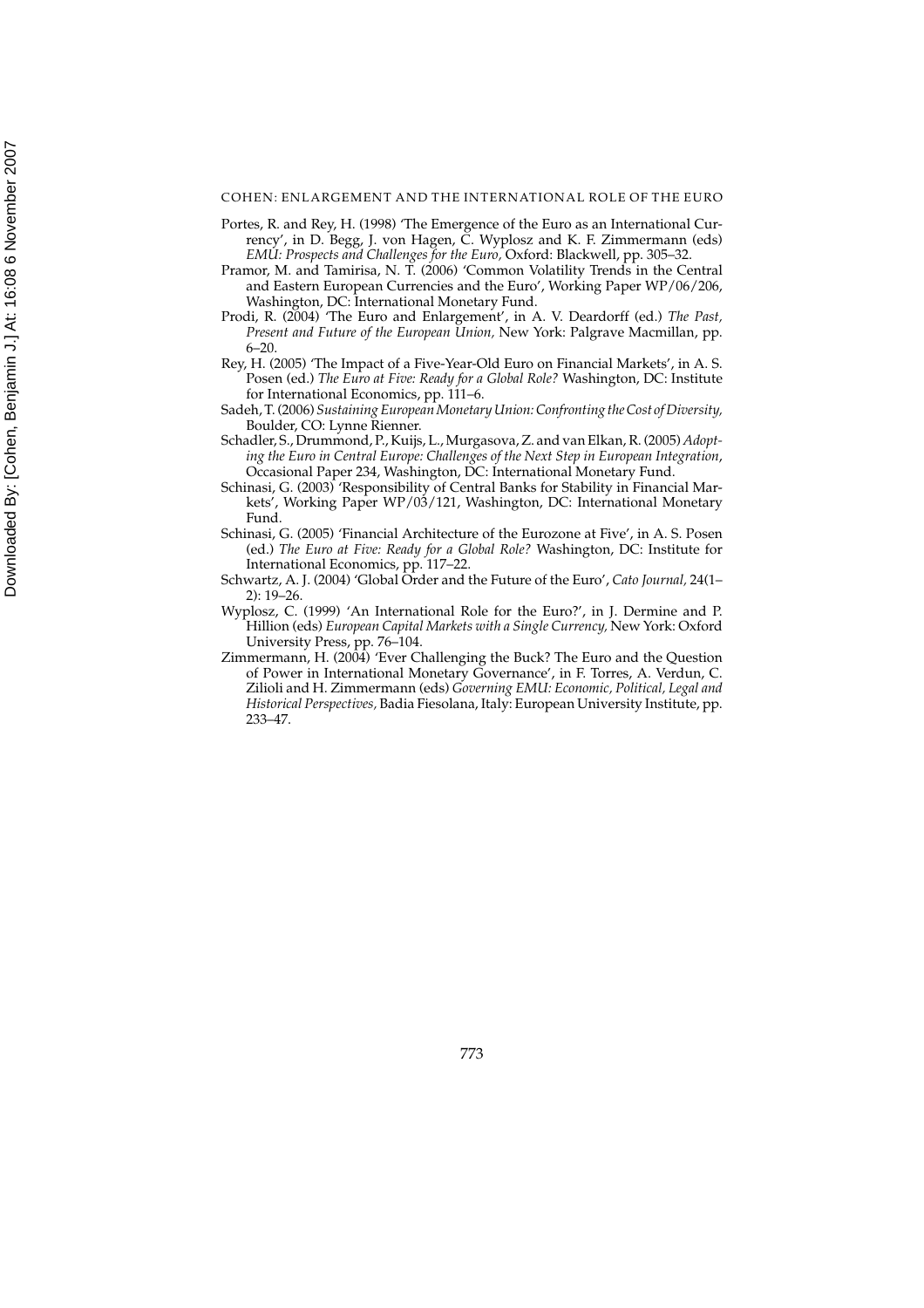Portes, R. and Rey, H. (1998) 'The Emergence of the Euro as an International Currency', in D. Begg, J. von Hagen, C. Wyplosz and K. F. Zimmermann (eds) *EMU: Prospects and Challenges for the Euro,* Oxford: Blackwell, pp. 305–32.

Pramor, M. and Tamirisa, N. T. (2006) 'Common Volatility Trends in the Central and Eastern European Currencies and the Euro', Working Paper WP/06/206, Washington, DC: International Monetary Fund.

Prodi, R. (2004) 'The Euro and Enlargement', in A. V. Deardorff (ed.) *The Past, Present and Future of the European Union,* New York: Palgrave Macmillan, pp. 6–20.

Rey, H. (2005) 'The Impact of a Five-Year-Old Euro on Financial Markets', in A. S. Posen (ed.) *The Euro at Five: Ready for a Global Role?* Washington, DC: Institute for International Economics, pp. 111–6.

Sadeh, T. (2006) *Sustaining European Monetary Union: Confronting the Cost of Diversity,* Boulder, CO: Lynne Rienner.

Schadler, S., Drummond, P., Kuijs, L., Murgasova, Z. and van Elkan, R. (2005) *Adopting the Euro in Central Europe: Challenges of the Next Step in European Integration*, Occasional Paper 234, Washington, DC: International Monetary Fund.

Schinasi, G. (2003) 'Responsibility of Central Banks for Stability in Financial Markets', Working Paper WP/03/121, Washington, DC: International Monetary Fund.

Schinasi, G. (2005) 'Financial Architecture of the Eurozone at Five', in A. S. Posen (ed.) *The Euro at Five: Ready for a Global Role?* Washington, DC: Institute for International Economics, pp. 117–22.

Schwartz, A. J. (2004) 'Global Order and the Future of the Euro', *Cato Journal,* 24(1–2): 19–26.

Wyplosz, C. (1999) 'An International Role for the Euro?', in J. Dermine and P. Hillion (eds) *European Capital Markets with a Single Currency,* New York: Oxford University Press, pp. 76–104.

Zimmermann, H. (2004) 'Ever Challenging the Buck? The Euro and the Question of Power in International Monetary Governance', in F. Torres, A. Verdun, C. Zilioli and H. Zimmermann (eds) *Governing EMU: Economic, Political, Legal and Historical Perspectives,* Badia Fiesolana, Italy: European University Institute, pp. 233–47.